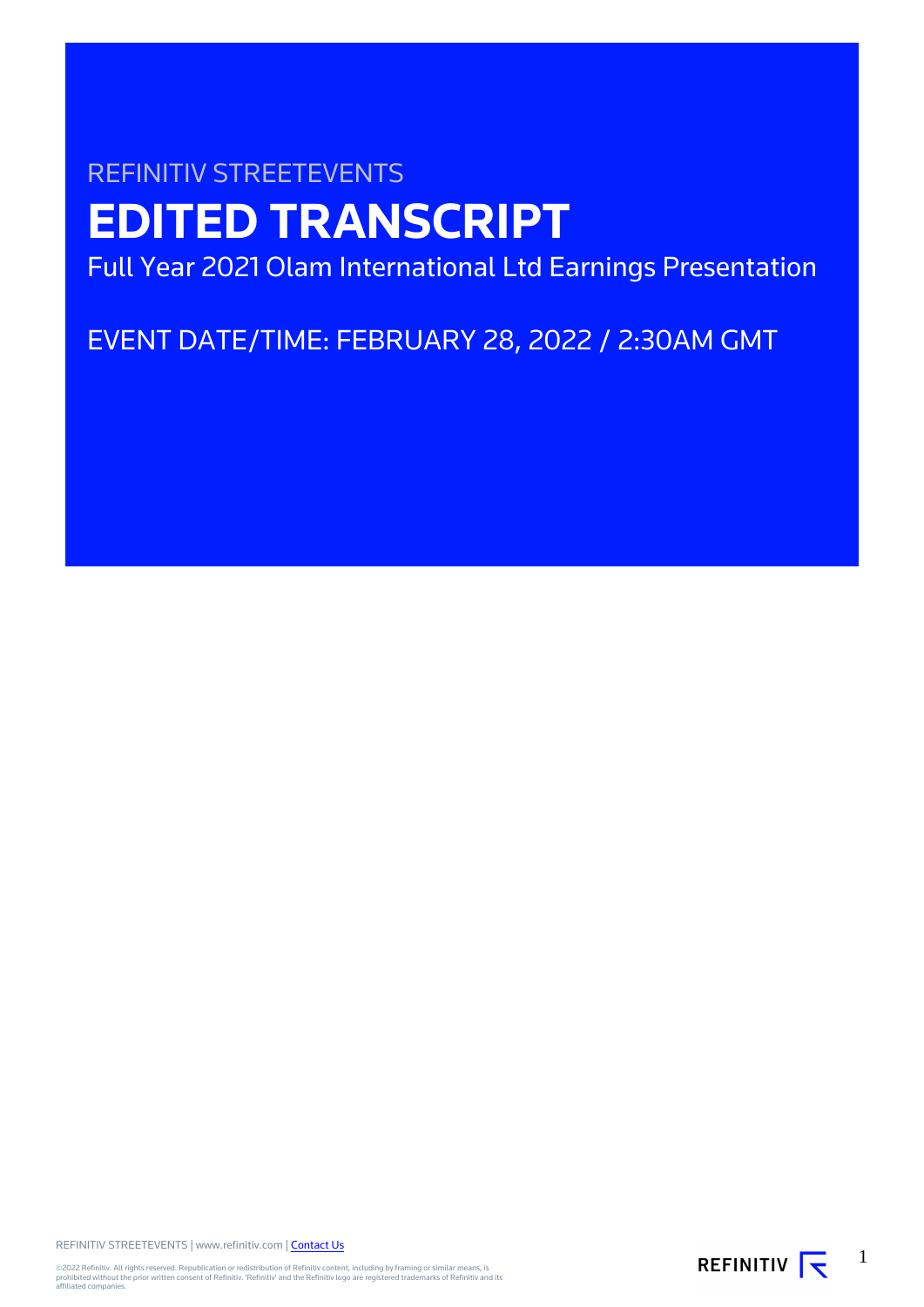REFINITIV STREETEVENTS

# EDITED TRANSCRIPT

Full Year 2021 Olam International Ltd Earnings Presentation

EVENT DATE/TIME: FEBRUARY 28, 2022 / 2:30AM GMT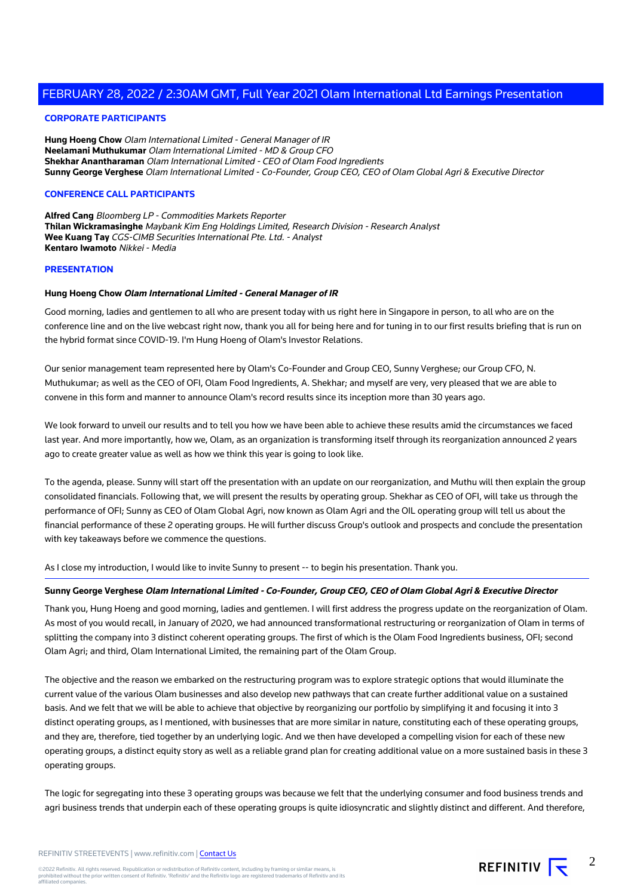## CORPORATE PARTICIPANTS

**Hung Hoeng Chow** *Olam International Limited - General Manager of IR*
**Neelamani Muthukumar** *Olam International Limited - MD & Group CFO*
**Shekhar Anantharaman** *Olam International Limited - CEO of Olam Food Ingredients*
**Sunny George Verghese** *Olam International Limited - Co-Founder, Group CEO, CEO of Olam Global Agri & Executive Director*

## CONFERENCE CALL PARTICIPANTS

**Alfred Cang** *Bloomberg LP - Commodities Markets Reporter*
**Thilan Wickramasinghe** *Maybank Kim Eng Holdings Limited, Research Division - Research Analyst*
**Wee Kuang Tay** *CGS-CIMB Securities International Pte. Ltd. - Analyst*
**Kentaro Iwamoto** *Nikkei - Media*

## PRESENTATION

### Hung Hoeng Chow *Olam International Limited - General Manager of IR*

Good morning, ladies and gentlemen to all who are present today with us right here in Singapore in person, to all who are on the conference line and on the live webcast right now, thank you all for being here and for tuning in to our first results briefing that is run on the hybrid format since COVID-19. I'm Hung Hoeng of Olam's Investor Relations.

Our senior management team represented here by Olam's Co-Founder and Group CEO, Sunny Verghese; our Group CFO, N. Muthukumar; as well as the CEO of OFI, Olam Food Ingredients, A. Shekhar; and myself are very, very pleased that we are able to convene in this form and manner to announce Olam's record results since its inception more than 30 years ago.

We look forward to unveil our results and to tell you how we have been able to achieve these results amid the circumstances we faced last year. And more importantly, how we, Olam, as an organization is transforming itself through its reorganization announced 2 years ago to create greater value as well as how we think this year is going to look like.

To the agenda, please. Sunny will start off the presentation with an update on our reorganization, and Muthu will then explain the group consolidated financials. Following that, we will present the results by operating group. Shekhar as CEO of OFI, will take us through the performance of OFI; Sunny as CEO of Olam Global Agri, now known as Olam Agri and the OIL operating group will tell us about the financial performance of these 2 operating groups. He will further discuss Group's outlook and prospects and conclude the presentation with key takeaways before we commence the questions.

As I close my introduction, I would like to invite Sunny to present -- to begin his presentation. Thank you.

### Sunny George Verghese *Olam International Limited - Co-Founder, Group CEO, CEO of Olam Global Agri & Executive Director*

Thank you, Hung Hoeng and good morning, ladies and gentlemen. I will first address the progress update on the reorganization of Olam. As most of you would recall, in January of 2020, we had announced transformational restructuring or reorganization of Olam in terms of splitting the company into 3 distinct coherent operating groups. The first of which is the Olam Food Ingredients business, OFI; second Olam Agri; and third, Olam International Limited, the remaining part of the Olam Group.

The objective and the reason we embarked on the restructuring program was to explore strategic options that would illuminate the current value of the various Olam businesses and also develop new pathways that can create further additional value on a sustained basis. And we felt that we will be able to achieve that objective by reorganizing our portfolio by simplifying it and focusing it into 3 distinct operating groups, as I mentioned, with businesses that are more similar in nature, constituting each of these operating groups, and they are, therefore, tied together by an underlying logic. And we then have developed a compelling vision for each of these new operating groups, a distinct equity story as well as a reliable grand plan for creating additional value on a more sustained basis in these 3 operating groups.

The logic for segregating into these 3 operating groups was because we felt that the underlying consumer and food business trends and agri business trends that underpin each of these operating groups is quite idiosyncratic and slightly distinct and different. And therefore,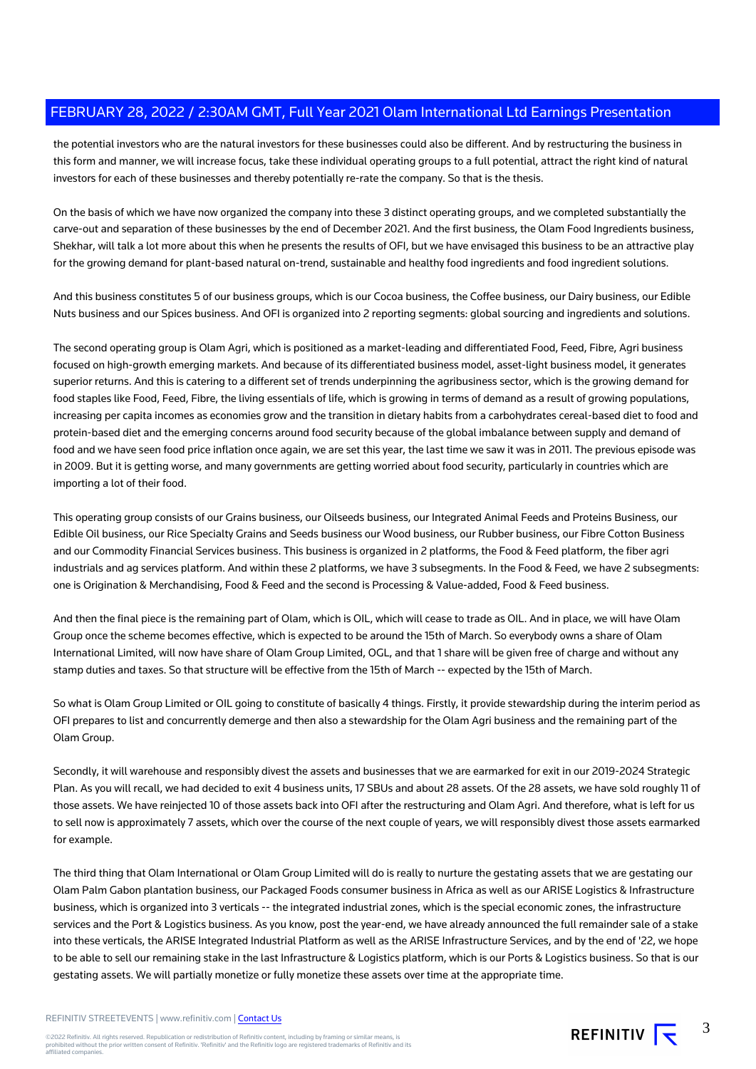the potential investors who are the natural investors for these businesses could also be different. And by restructuring the business in this form and manner, we will increase focus, take these individual operating groups to a full potential, attract the right kind of natural investors for each of these businesses and thereby potentially re-rate the company. So that is the thesis.

On the basis of which we have now organized the company into these 3 distinct operating groups, and we completed substantially the carve-out and separation of these businesses by the end of December 2021. And the first business, the Olam Food Ingredients business, Shekhar, will talk a lot more about this when he presents the results of OFI, but we have envisaged this business to be an attractive play for the growing demand for plant-based natural on-trend, sustainable and healthy food ingredients and food ingredient solutions.

And this business constitutes 5 of our business groups, which is our Cocoa business, the Coffee business, our Dairy business, our Edible Nuts business and our Spices business. And OFI is organized into 2 reporting segments: global sourcing and ingredients and solutions.

The second operating group is Olam Agri, which is positioned as a market-leading and differentiated Food, Feed, Fibre, Agri business focused on high-growth emerging markets. And because of its differentiated business model, asset-light business model, it generates superior returns. And this is catering to a different set of trends underpinning the agribusiness sector, which is the growing demand for food staples like Food, Feed, Fibre, the living essentials of life, which is growing in terms of demand as a result of growing populations, increasing per capita incomes as economies grow and the transition in dietary habits from a carbohydrates cereal-based diet to food and protein-based diet and the emerging concerns around food security because of the global imbalance between supply and demand of food and we have seen food price inflation once again, we are set this year, the last time we saw it was in 2011. The previous episode was in 2009. But it is getting worse, and many governments are getting worried about food security, particularly in countries which are importing a lot of their food.

This operating group consists of our Grains business, our Oilseeds business, our Integrated Animal Feeds and Proteins Business, our Edible Oil business, our Rice Specialty Grains and Seeds business our Wood business, our Rubber business, our Fibre Cotton Business and our Commodity Financial Services business. This business is organized in 2 platforms, the Food & Feed platform, the fiber agri industrials and ag services platform. And within these 2 platforms, we have 3 subsegments. In the Food & Feed, we have 2 subsegments: one is Origination & Merchandising, Food & Feed and the second is Processing & Value-added, Food & Feed business.

And then the final piece is the remaining part of Olam, which is OIL, which will cease to trade as OIL. And in place, we will have Olam Group once the scheme becomes effective, which is expected to be around the 15th of March. So everybody owns a share of Olam International Limited, will now have share of Olam Group Limited, OGL, and that 1 share will be given free of charge and without any stamp duties and taxes. So that structure will be effective from the 15th of March -- expected by the 15th of March.

So what is Olam Group Limited or OIL going to constitute of basically 4 things. Firstly, it provide stewardship during the interim period as OFI prepares to list and concurrently demerge and then also a stewardship for the Olam Agri business and the remaining part of the Olam Group.

Secondly, it will warehouse and responsibly divest the assets and businesses that we are earmarked for exit in our 2019-2024 Strategic Plan. As you will recall, we had decided to exit 4 business units, 17 SBUs and about 28 assets. Of the 28 assets, we have sold roughly 11 of those assets. We have reinjected 10 of those assets back into OFI after the restructuring and Olam Agri. And therefore, what is left for us to sell now is approximately 7 assets, which over the course of the next couple of years, we will responsibly divest those assets earmarked for example.

The third thing that Olam International or Olam Group Limited will do is really to nurture the gestating assets that we are gestating our Olam Palm Gabon plantation business, our Packaged Foods consumer business in Africa as well as our ARISE Logistics & Infrastructure business, which is organized into 3 verticals -- the integrated industrial zones, which is the special economic zones, the infrastructure services and the Port & Logistics business. As you know, post the year-end, we have already announced the full remainder sale of a stake into these verticals, the ARISE Integrated Industrial Platform as well as the ARISE Infrastructure Services, and by the end of '22, we hope to be able to sell our remaining stake in the last Infrastructure & Logistics platform, which is our Ports & Logistics business. So that is our gestating assets. We will partially monetize or fully monetize these assets over time at the appropriate time.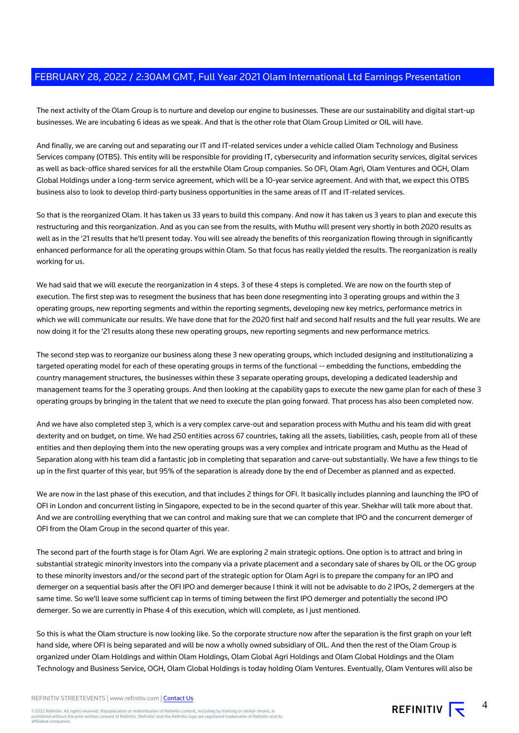The next activity of the Olam Group is to nurture and develop our engine to businesses. These are our sustainability and digital start-up businesses. We are incubating 6 ideas as we speak. And that is the other role that Olam Group Limited or OIL will have.

And finally, we are carving out and separating our IT and IT-related services under a vehicle called Olam Technology and Business Services company (OTBS). This entity will be responsible for providing IT, cybersecurity and information security services, digital services as well as back-office shared services for all the erstwhile Olam Group companies. So OFI, Olam Agri, Olam Ventures and OGH, Olam Global Holdings under a long-term service agreement, which will be a 10-year service agreement. And with that, we expect this OTBS business also to look to develop third-party business opportunities in the same areas of IT and IT-related services.

So that is the reorganized Olam. It has taken us 33 years to build this company. And now it has taken us 3 years to plan and execute this restructuring and this reorganization. And as you can see from the results, with Muthu will present very shortly in both 2020 results as well as in the '21 results that he'll present today. You will see already the benefits of this reorganization flowing through in significantly enhanced performance for all the operating groups within Olam. So that focus has really yielded the results. The reorganization is really working for us.

We had said that we will execute the reorganization in 4 steps. 3 of these 4 steps is completed. We are now on the fourth step of execution. The first step was to resegment the business that has been done resegmenting into 3 operating groups and within the 3 operating groups, new reporting segments and within the reporting segments, developing new key metrics, performance metrics in which we will communicate our results. We have done that for the 2020 first half and second half results and the full year results. We are now doing it for the '21 results along these new operating groups, new reporting segments and new performance metrics.

The second step was to reorganize our business along these 3 new operating groups, which included designing and institutionalizing a targeted operating model for each of these operating groups in terms of the functional -- embedding the functions, embedding the country management structures, the businesses within these 3 separate operating groups, developing a dedicated leadership and management teams for the 3 operating groups. And then looking at the capability gaps to execute the new game plan for each of these 3 operating groups by bringing in the talent that we need to execute the plan going forward. That process has also been completed now.

And we have also completed step 3, which is a very complex carve-out and separation process with Muthu and his team did with great dexterity and on budget, on time. We had 250 entities across 67 countries, taking all the assets, liabilities, cash, people from all of these entities and then deploying them into the new operating groups was a very complex and intricate program and Muthu as the Head of Separation along with his team did a fantastic job in completing that separation and carve-out substantially. We have a few things to tie up in the first quarter of this year, but 95% of the separation is already done by the end of December as planned and as expected.

We are now in the last phase of this execution, and that includes 2 things for OFI. It basically includes planning and launching the IPO of OFI in London and concurrent listing in Singapore, expected to be in the second quarter of this year. Shekhar will talk more about that. And we are controlling everything that we can control and making sure that we can complete that IPO and the concurrent demerger of OFI from the Olam Group in the second quarter of this year.

The second part of the fourth stage is for Olam Agri. We are exploring 2 main strategic options. One option is to attract and bring in substantial strategic minority investors into the company via a private placement and a secondary sale of shares by OIL or the OG group to these minority investors and/or the second part of the strategic option for Olam Agri is to prepare the company for an IPO and demerger on a sequential basis after the OFI IPO and demerger because I think it will not be advisable to do 2 IPOs, 2 demergers at the same time. So we'll leave some sufficient cap in terms of timing between the first IPO demerger and potentially the second IPO demerger. So we are currently in Phase 4 of this execution, which will complete, as I just mentioned.

So this is what the Olam structure is now looking like. So the corporate structure now after the separation is the first graph on your left hand side, where OFI is being separated and will be now a wholly owned subsidiary of OIL. And then the rest of the Olam Group is organized under Olam Holdings and within Olam Holdings, Olam Global Agri Holdings and Olam Global Holdings and the Olam Technology and Business Service, OGH, Olam Global Holdings is today holding Olam Ventures. Eventually, Olam Ventures will also be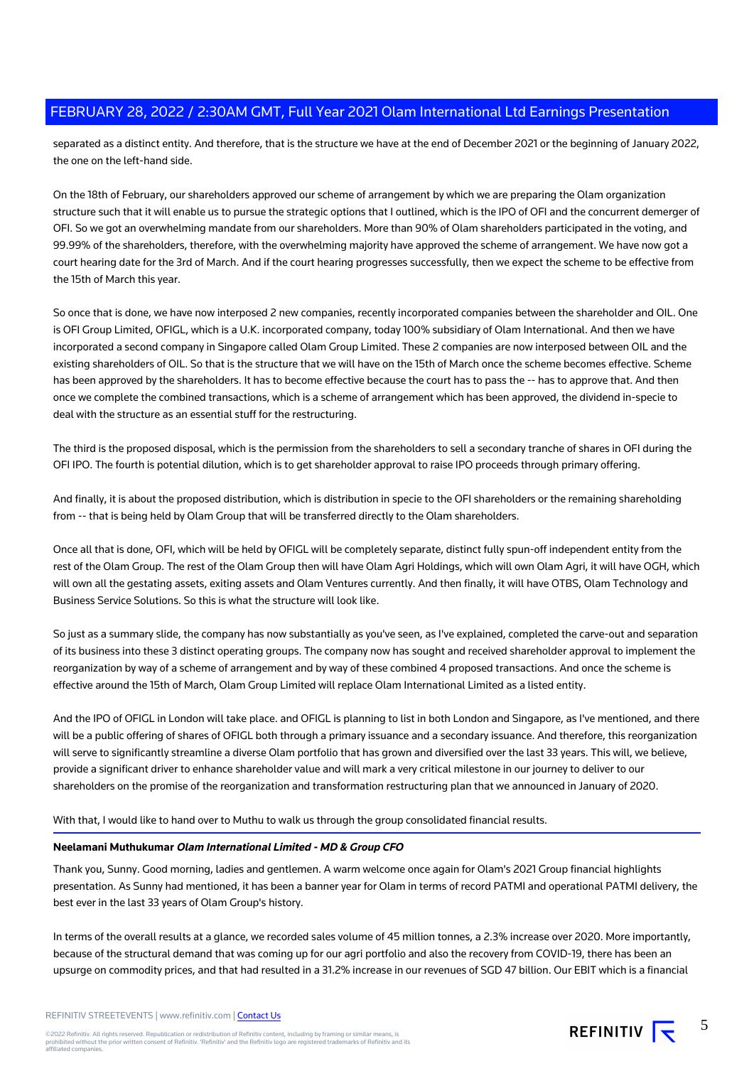separated as a distinct entity. And therefore, that is the structure we have at the end of December 2021 or the beginning of January 2022, the one on the left-hand side.

On the 18th of February, our shareholders approved our scheme of arrangement by which we are preparing the Olam organization structure such that it will enable us to pursue the strategic options that I outlined, which is the IPO of OFI and the concurrent demerger of OFI. So we got an overwhelming mandate from our shareholders. More than 90% of Olam shareholders participated in the voting, and 99.99% of the shareholders, therefore, with the overwhelming majority have approved the scheme of arrangement. We have now got a court hearing date for the 3rd of March. And if the court hearing progresses successfully, then we expect the scheme to be effective from the 15th of March this year.

So once that is done, we have now interposed 2 new companies, recently incorporated companies between the shareholder and OIL. One is OFI Group Limited, OFIGL, which is a U.K. incorporated company, today 100% subsidiary of Olam International. And then we have incorporated a second company in Singapore called Olam Group Limited. These 2 companies are now interposed between OIL and the existing shareholders of OIL. So that is the structure that we will have on the 15th of March once the scheme becomes effective. Scheme has been approved by the shareholders. It has to become effective because the court has to pass the -- has to approve that. And then once we complete the combined transactions, which is a scheme of arrangement which has been approved, the dividend in-specie to deal with the structure as an essential stuff for the restructuring.

The third is the proposed disposal, which is the permission from the shareholders to sell a secondary tranche of shares in OFI during the OFI IPO. The fourth is potential dilution, which is to get shareholder approval to raise IPO proceeds through primary offering.

And finally, it is about the proposed distribution, which is distribution in specie to the OFI shareholders or the remaining shareholding from -- that is being held by Olam Group that will be transferred directly to the Olam shareholders.

Once all that is done, OFI, which will be held by OFIGL will be completely separate, distinct fully spun-off independent entity from the rest of the Olam Group. The rest of the Olam Group then will have Olam Agri Holdings, which will own Olam Agri, it will have OGH, which will own all the gestating assets, exiting assets and Olam Ventures currently. And then finally, it will have OTBS, Olam Technology and Business Service Solutions. So this is what the structure will look like.

So just as a summary slide, the company has now substantially as you've seen, as I've explained, completed the carve-out and separation of its business into these 3 distinct operating groups. The company now has sought and received shareholder approval to implement the reorganization by way of a scheme of arrangement and by way of these combined 4 proposed transactions. And once the scheme is effective around the 15th of March, Olam Group Limited will replace Olam International Limited as a listed entity.

And the IPO of OFIGL in London will take place. and OFIGL is planning to list in both London and Singapore, as I've mentioned, and there will be a public offering of shares of OFIGL both through a primary issuance and a secondary issuance. And therefore, this reorganization will serve to significantly streamline a diverse Olam portfolio that has grown and diversified over the last 33 years. This will, we believe, provide a significant driver to enhance shareholder value and will mark a very critical milestone in our journey to deliver to our shareholders on the promise of the reorganization and transformation restructuring plan that we announced in January of 2020.

With that, I would like to hand over to Muthu to walk us through the group consolidated financial results.

**Neelamani Muthukumar *Olam International Limited - MD & Group CFO***

Thank you, Sunny. Good morning, ladies and gentlemen. A warm welcome once again for Olam's 2021 Group financial highlights presentation. As Sunny had mentioned, it has been a banner year for Olam in terms of record PATMI and operational PATMI delivery, the best ever in the last 33 years of Olam Group's history.

In terms of the overall results at a glance, we recorded sales volume of 45 million tonnes, a 2.3% increase over 2020. More importantly, because of the structural demand that was coming up for our agri portfolio and also the recovery from COVID-19, there has been an upsurge on commodity prices, and that had resulted in a 31.2% increase in our revenues of SGD 47 billion. Our EBIT which is a financial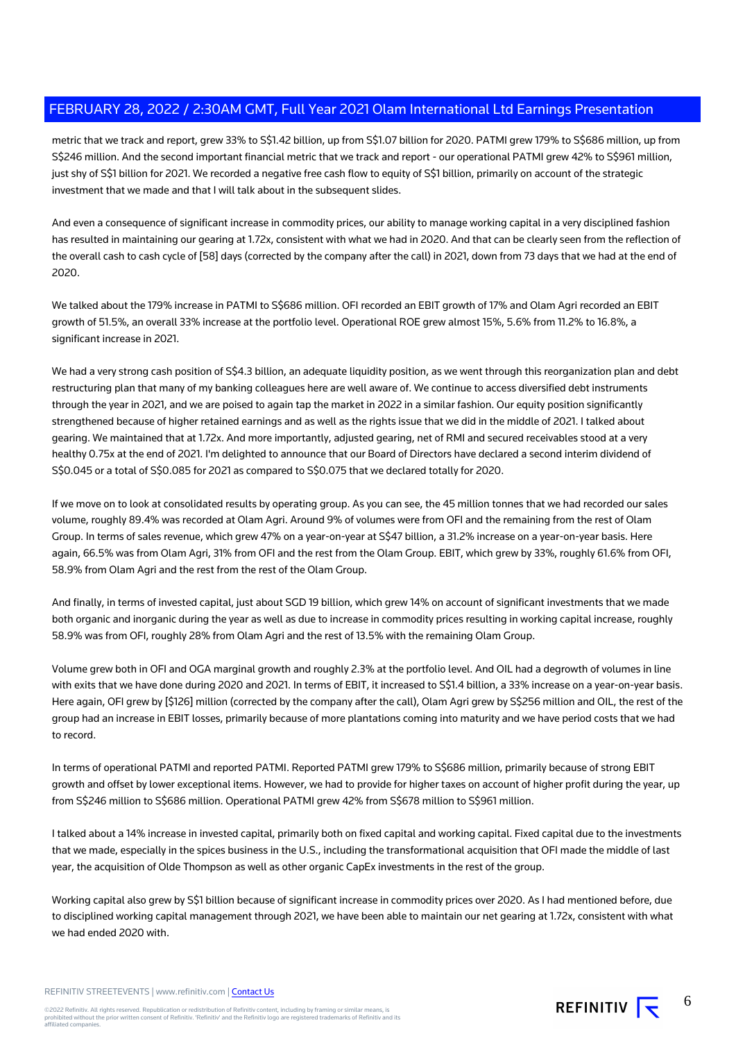metric that we track and report, grew 33% to S$1.42 billion, up from S$1.07 billion for 2020. PATMI grew 179% to S$686 million, up from S$246 million. And the second important financial metric that we track and report - our operational PATMI grew 42% to S$961 million, just shy of S$1 billion for 2021. We recorded a negative free cash flow to equity of S$1 billion, primarily on account of the strategic investment that we made and that I will talk about in the subsequent slides.

And even a consequence of significant increase in commodity prices, our ability to manage working capital in a very disciplined fashion has resulted in maintaining our gearing at 1.72x, consistent with what we had in 2020. And that can be clearly seen from the reflection of the overall cash to cash cycle of [58] days (corrected by the company after the call) in 2021, down from 73 days that we had at the end of 2020.

We talked about the 179% increase in PATMI to S$686 million. OFI recorded an EBIT growth of 17% and Olam Agri recorded an EBIT growth of 51.5%, an overall 33% increase at the portfolio level. Operational ROE grew almost 15%, 5.6% from 11.2% to 16.8%, a significant increase in 2021.

We had a very strong cash position of S$4.3 billion, an adequate liquidity position, as we went through this reorganization plan and debt restructuring plan that many of my banking colleagues here are well aware of. We continue to access diversified debt instruments through the year in 2021, and we are poised to again tap the market in 2022 in a similar fashion. Our equity position significantly strengthened because of higher retained earnings and as well as the rights issue that we did in the middle of 2021. I talked about gearing. We maintained that at 1.72x. And more importantly, adjusted gearing, net of RMI and secured receivables stood at a very healthy 0.75x at the end of 2021. I'm delighted to announce that our Board of Directors have declared a second interim dividend of S$0.045 or a total of S$0.085 for 2021 as compared to S$0.075 that we declared totally for 2020.

If we move on to look at consolidated results by operating group. As you can see, the 45 million tonnes that we had recorded our sales volume, roughly 89.4% was recorded at Olam Agri. Around 9% of volumes were from OFI and the remaining from the rest of Olam Group. In terms of sales revenue, which grew 47% on a year-on-year at S$47 billion, a 31.2% increase on a year-on-year basis. Here again, 66.5% was from Olam Agri, 31% from OFI and the rest from the Olam Group. EBIT, which grew by 33%, roughly 61.6% from OFI, 58.9% from Olam Agri and the rest from the rest of the Olam Group.

And finally, in terms of invested capital, just about SGD 19 billion, which grew 14% on account of significant investments that we made both organic and inorganic during the year as well as due to increase in commodity prices resulting in working capital increase, roughly 58.9% was from OFI, roughly 28% from Olam Agri and the rest of 13.5% with the remaining Olam Group.

Volume grew both in OFI and OGA marginal growth and roughly 2.3% at the portfolio level. And OIL had a degrowth of volumes in line with exits that we have done during 2020 and 2021. In terms of EBIT, it increased to S$1.4 billion, a 33% increase on a year-on-year basis. Here again, OFI grew by [$126] million (corrected by the company after the call), Olam Agri grew by S$256 million and OIL, the rest of the group had an increase in EBIT losses, primarily because of more plantations coming into maturity and we have period costs that we had to record.

In terms of operational PATMI and reported PATMI. Reported PATMI grew 179% to S$686 million, primarily because of strong EBIT growth and offset by lower exceptional items. However, we had to provide for higher taxes on account of higher profit during the year, up from S$246 million to S$686 million. Operational PATMI grew 42% from S$678 million to S$961 million.

I talked about a 14% increase in invested capital, primarily both on fixed capital and working capital. Fixed capital due to the investments that we made, especially in the spices business in the U.S., including the transformational acquisition that OFI made the middle of last year, the acquisition of Olde Thompson as well as other organic CapEx investments in the rest of the group.

Working capital also grew by S$1 billion because of significant increase in commodity prices over 2020. As I had mentioned before, due to disciplined working capital management through 2021, we have been able to maintain our net gearing at 1.72x, consistent with what we had ended 2020 with.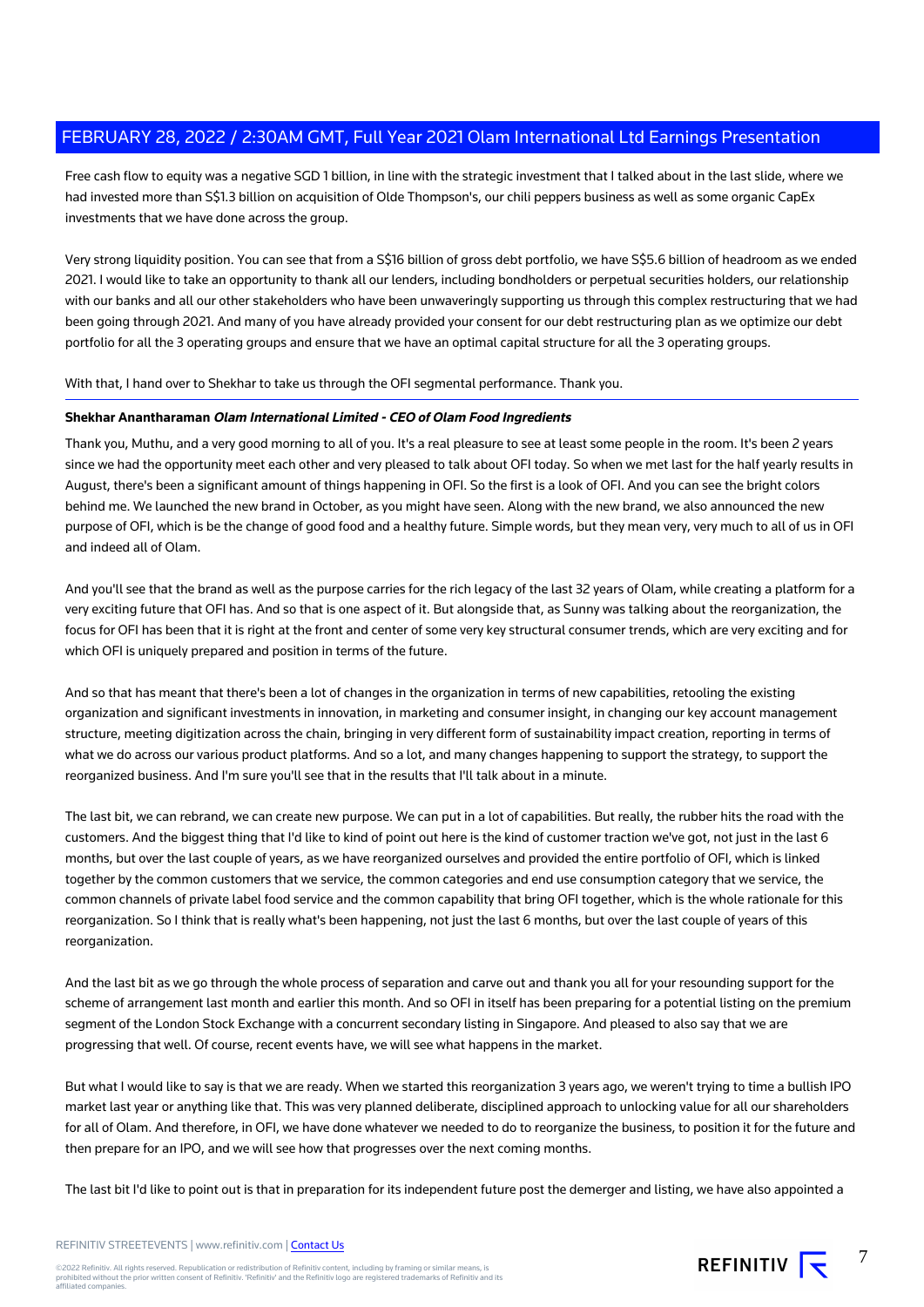Free cash flow to equity was a negative SGD 1 billion, in line with the strategic investment that I talked about in the last slide, where we had invested more than S$1.3 billion on acquisition of Olde Thompson's, our chili peppers business as well as some organic CapEx investments that we have done across the group.

Very strong liquidity position. You can see that from a S$16 billion of gross debt portfolio, we have S$5.6 billion of headroom as we ended 2021. I would like to take an opportunity to thank all our lenders, including bondholders or perpetual securities holders, our relationship with our banks and all our other stakeholders who have been unwaveringly supporting us through this complex restructuring that we had been going through 2021. And many of you have already provided your consent for our debt restructuring plan as we optimize our debt portfolio for all the 3 operating groups and ensure that we have an optimal capital structure for all the 3 operating groups.

With that, I hand over to Shekhar to take us through the OFI segmental performance. Thank you.

**Shekhar Anantharaman** ***Olam International Limited - CEO of Olam Food Ingredients***

Thank you, Muthu, and a very good morning to all of you. It's a real pleasure to see at least some people in the room. It's been 2 years since we had the opportunity meet each other and very pleased to talk about OFI today. So when we met last for the half yearly results in August, there's been a significant amount of things happening in OFI. So the first is a look of OFI. And you can see the bright colors behind me. We launched the new brand in October, as you might have seen. Along with the new brand, we also announced the new purpose of OFI, which is be the change of good food and a healthy future. Simple words, but they mean very, very much to all of us in OFI and indeed all of Olam.

And you'll see that the brand as well as the purpose carries for the rich legacy of the last 32 years of Olam, while creating a platform for a very exciting future that OFI has. And so that is one aspect of it. But alongside that, as Sunny was talking about the reorganization, the focus for OFI has been that it is right at the front and center of some very key structural consumer trends, which are very exciting and for which OFI is uniquely prepared and position in terms of the future.

And so that has meant that there's been a lot of changes in the organization in terms of new capabilities, retooling the existing organization and significant investments in innovation, in marketing and consumer insight, in changing our key account management structure, meeting digitization across the chain, bringing in very different form of sustainability impact creation, reporting in terms of what we do across our various product platforms. And so a lot, and many changes happening to support the strategy, to support the reorganized business. And I'm sure you'll see that in the results that I'll talk about in a minute.

The last bit, we can rebrand, we can create new purpose. We can put in a lot of capabilities. But really, the rubber hits the road with the customers. And the biggest thing that I'd like to kind of point out here is the kind of customer traction we've got, not just in the last 6 months, but over the last couple of years, as we have reorganized ourselves and provided the entire portfolio of OFI, which is linked together by the common customers that we service, the common categories and end use consumption category that we service, the common channels of private label food service and the common capability that bring OFI together, which is the whole rationale for this reorganization. So I think that is really what's been happening, not just the last 6 months, but over the last couple of years of this reorganization.

And the last bit as we go through the whole process of separation and carve out and thank you all for your resounding support for the scheme of arrangement last month and earlier this month. And so OFI in itself has been preparing for a potential listing on the premium segment of the London Stock Exchange with a concurrent secondary listing in Singapore. And pleased to also say that we are progressing that well. Of course, recent events have, we will see what happens in the market.

But what I would like to say is that we are ready. When we started this reorganization 3 years ago, we weren't trying to time a bullish IPO market last year or anything like that. This was very planned deliberate, disciplined approach to unlocking value for all our shareholders for all of Olam. And therefore, in OFI, we have done whatever we needed to do to reorganize the business, to position it for the future and then prepare for an IPO, and we will see how that progresses over the next coming months.

The last bit I'd like to point out is that in preparation for its independent future post the demerger and listing, we have also appointed a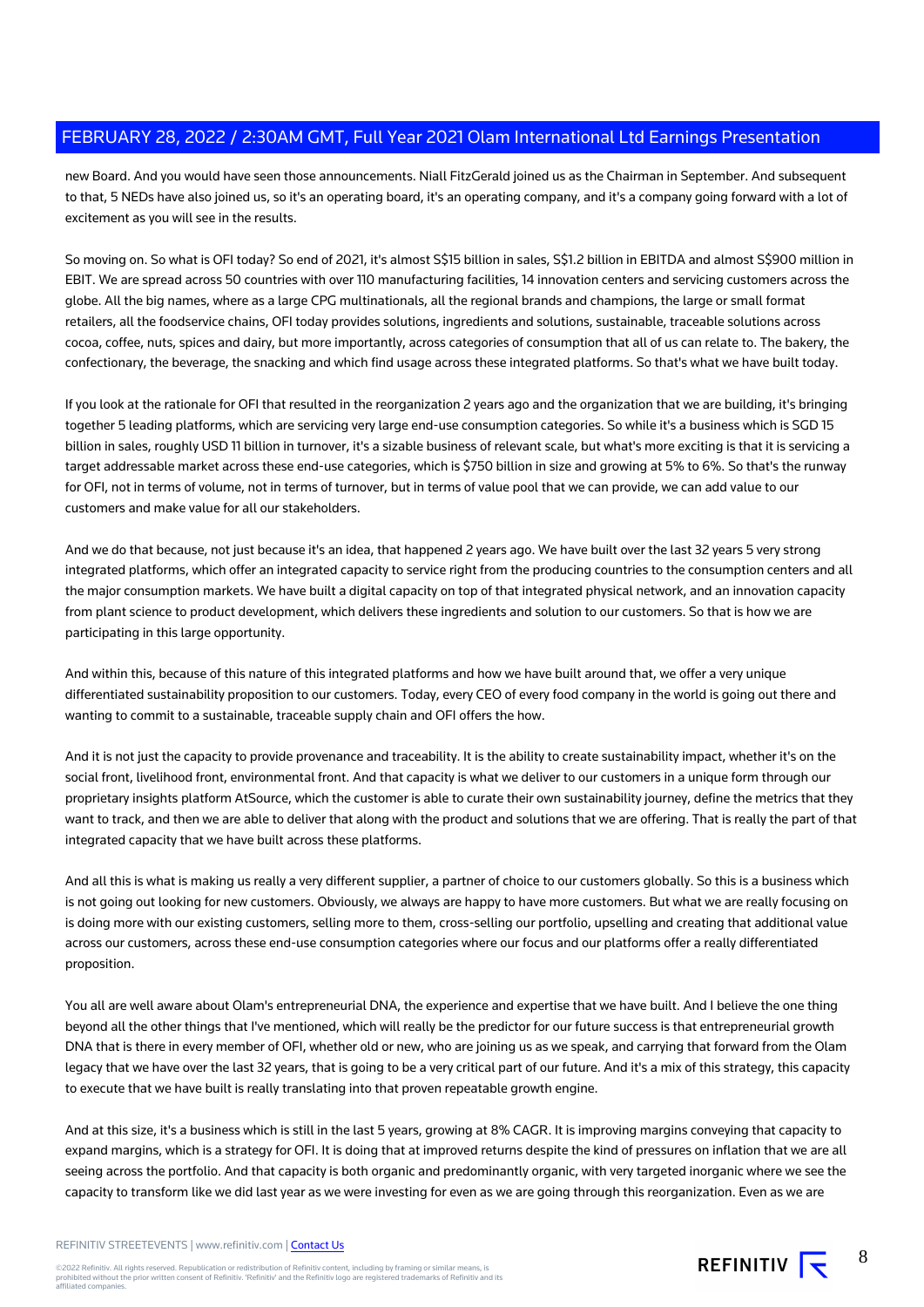new Board. And you would have seen those announcements. Niall FitzGerald joined us as the Chairman in September. And subsequent to that, 5 NEDs have also joined us, so it's an operating board, it's an operating company, and it's a company going forward with a lot of excitement as you will see in the results.

So moving on. So what is OFI today? So end of 2021, it's almost S$15 billion in sales, S$1.2 billion in EBITDA and almost S$900 million in EBIT. We are spread across 50 countries with over 110 manufacturing facilities, 14 innovation centers and servicing customers across the globe. All the big names, where as a large CPG multinationals, all the regional brands and champions, the large or small format retailers, all the foodservice chains, OFI today provides solutions, ingredients and solutions, sustainable, traceable solutions across cocoa, coffee, nuts, spices and dairy, but more importantly, across categories of consumption that all of us can relate to. The bakery, the confectionary, the beverage, the snacking and which find usage across these integrated platforms. So that's what we have built today.

If you look at the rationale for OFI that resulted in the reorganization 2 years ago and the organization that we are building, it's bringing together 5 leading platforms, which are servicing very large end-use consumption categories. So while it's a business which is SGD 15 billion in sales, roughly USD 11 billion in turnover, it's a sizable business of relevant scale, but what's more exciting is that it is servicing a target addressable market across these end-use categories, which is $750 billion in size and growing at 5% to 6%. So that's the runway for OFI, not in terms of volume, not in terms of turnover, but in terms of value pool that we can provide, we can add value to our customers and make value for all our stakeholders.

And we do that because, not just because it's an idea, that happened 2 years ago. We have built over the last 32 years 5 very strong integrated platforms, which offer an integrated capacity to service right from the producing countries to the consumption centers and all the major consumption markets. We have built a digital capacity on top of that integrated physical network, and an innovation capacity from plant science to product development, which delivers these ingredients and solution to our customers. So that is how we are participating in this large opportunity.

And within this, because of this nature of this integrated platforms and how we have built around that, we offer a very unique differentiated sustainability proposition to our customers. Today, every CEO of every food company in the world is going out there and wanting to commit to a sustainable, traceable supply chain and OFI offers the how.

And it is not just the capacity to provide provenance and traceability. It is the ability to create sustainability impact, whether it's on the social front, livelihood front, environmental front. And that capacity is what we deliver to our customers in a unique form through our proprietary insights platform AtSource, which the customer is able to curate their own sustainability journey, define the metrics that they want to track, and then we are able to deliver that along with the product and solutions that we are offering. That is really the part of that integrated capacity that we have built across these platforms.

And all this is what is making us really a very different supplier, a partner of choice to our customers globally. So this is a business which is not going out looking for new customers. Obviously, we always are happy to have more customers. But what we are really focusing on is doing more with our existing customers, selling more to them, cross-selling our portfolio, upselling and creating that additional value across our customers, across these end-use consumption categories where our focus and our platforms offer a really differentiated proposition.

You all are well aware about Olam's entrepreneurial DNA, the experience and expertise that we have built. And I believe the one thing beyond all the other things that I've mentioned, which will really be the predictor for our future success is that entrepreneurial growth DNA that is there in every member of OFI, whether old or new, who are joining us as we speak, and carrying that forward from the Olam legacy that we have over the last 32 years, that is going to be a very critical part of our future. And it's a mix of this strategy, this capacity to execute that we have built is really translating into that proven repeatable growth engine.

And at this size, it's a business which is still in the last 5 years, growing at 8% CAGR. It is improving margins conveying that capacity to expand margins, which is a strategy for OFI. It is doing that at improved returns despite the kind of pressures on inflation that we are all seeing across the portfolio. And that capacity is both organic and predominantly organic, with very targeted inorganic where we see the capacity to transform like we did last year as we were investing for even as we are going through this reorganization. Even as we are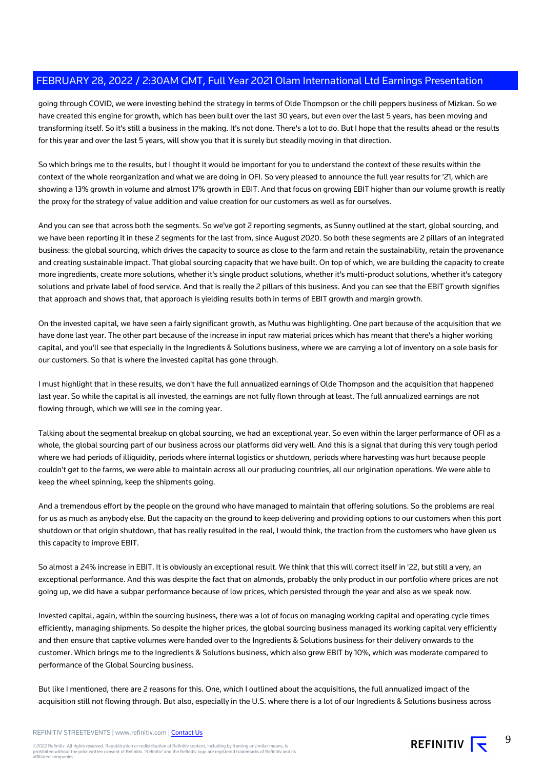going through COVID, we were investing behind the strategy in terms of Olde Thompson or the chili peppers business of Mizkan. So we have created this engine for growth, which has been built over the last 30 years, but even over the last 5 years, has been moving and transforming itself. So it's still a business in the making. It's not done. There's a lot to do. But I hope that the results ahead or the results for this year and over the last 5 years, will show you that it is surely but steadily moving in that direction.

So which brings me to the results, but I thought it would be important for you to understand the context of these results within the context of the whole reorganization and what we are doing in OFI. So very pleased to announce the full year results for '21, which are showing a 13% growth in volume and almost 17% growth in EBIT. And that focus on growing EBIT higher than our volume growth is really the proxy for the strategy of value addition and value creation for our customers as well as for ourselves.

And you can see that across both the segments. So we've got 2 reporting segments, as Sunny outlined at the start, global sourcing, and we have been reporting it in these 2 segments for the last from, since August 2020. So both these segments are 2 pillars of an integrated business: the global sourcing, which drives the capacity to source as close to the farm and retain the sustainability, retain the provenance and creating sustainable impact. That global sourcing capacity that we have built. On top of which, we are building the capacity to create more ingredients, create more solutions, whether it's single product solutions, whether it's multi-product solutions, whether it's category solutions and private label of food service. And that is really the 2 pillars of this business. And you can see that the EBIT growth signifies that approach and shows that, that approach is yielding results both in terms of EBIT growth and margin growth.

On the invested capital, we have seen a fairly significant growth, as Muthu was highlighting. One part because of the acquisition that we have done last year. The other part because of the increase in input raw material prices which has meant that there's a higher working capital, and you'll see that especially in the Ingredients & Solutions business, where we are carrying a lot of inventory on a sole basis for our customers. So that is where the invested capital has gone through.

I must highlight that in these results, we don't have the full annualized earnings of Olde Thompson and the acquisition that happened last year. So while the capital is all invested, the earnings are not fully flown through at least. The full annualized earnings are not flowing through, which we will see in the coming year.

Talking about the segmental breakup on global sourcing, we had an exceptional year. So even within the larger performance of OFI as a whole, the global sourcing part of our business across our platforms did very well. And this is a signal that during this very tough period where we had periods of illiquidity, periods where internal logistics or shutdown, periods where harvesting was hurt because people couldn't get to the farms, we were able to maintain across all our producing countries, all our origination operations. We were able to keep the wheel spinning, keep the shipments going.

And a tremendous effort by the people on the ground who have managed to maintain that offering solutions. So the problems are real for us as much as anybody else. But the capacity on the ground to keep delivering and providing options to our customers when this port shutdown or that origin shutdown, that has really resulted in the real, I would think, the traction from the customers who have given us this capacity to improve EBIT.

So almost a 24% increase in EBIT. It is obviously an exceptional result. We think that this will correct itself in '22, but still a very, an exceptional performance. And this was despite the fact that on almonds, probably the only product in our portfolio where prices are not going up, we did have a subpar performance because of low prices, which persisted through the year and also as we speak now.

Invested capital, again, within the sourcing business, there was a lot of focus on managing working capital and operating cycle times efficiently, managing shipments. So despite the higher prices, the global sourcing business managed its working capital very efficiently and then ensure that captive volumes were handed over to the Ingredients & Solutions business for their delivery onwards to the customer. Which brings me to the Ingredients & Solutions business, which also grew EBIT by 10%, which was moderate compared to performance of the Global Sourcing business.

But like I mentioned, there are 2 reasons for this. One, which I outlined about the acquisitions, the full annualized impact of the acquisition still not flowing through. But also, especially in the U.S. where there is a lot of our Ingredients & Solutions business across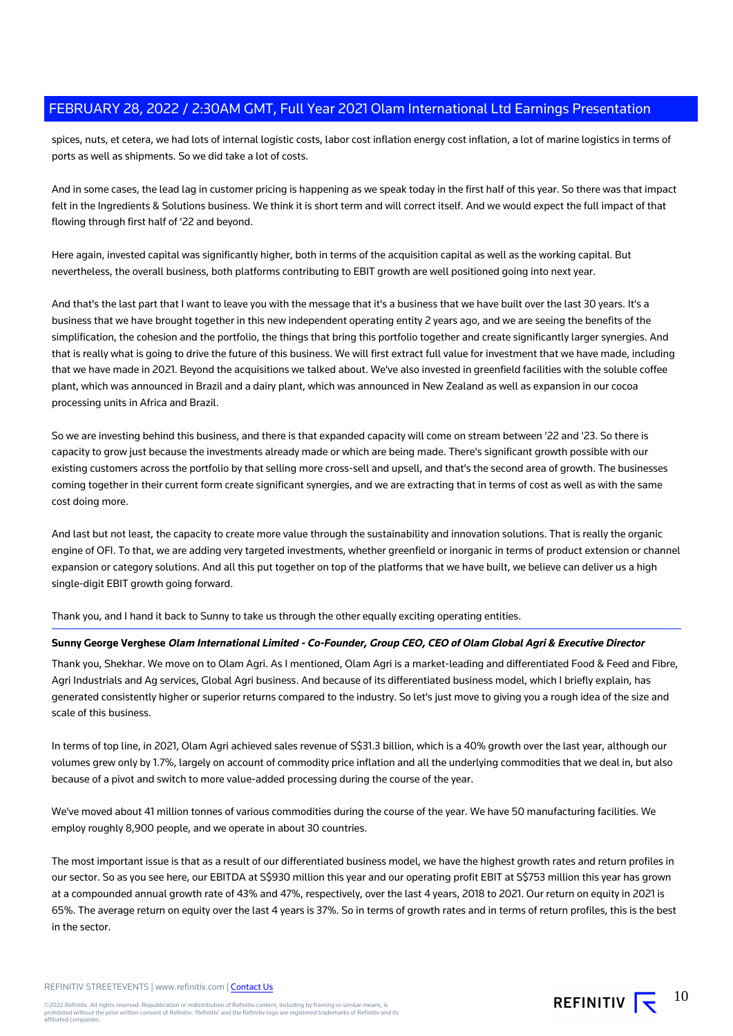spices, nuts, et cetera, we had lots of internal logistic costs, labor cost inflation energy cost inflation, a lot of marine logistics in terms of ports as well as shipments. So we did take a lot of costs.

And in some cases, the lead lag in customer pricing is happening as we speak today in the first half of this year. So there was that impact felt in the Ingredients & Solutions business. We think it is short term and will correct itself. And we would expect the full impact of that flowing through first half of '22 and beyond.

Here again, invested capital was significantly higher, both in terms of the acquisition capital as well as the working capital. But nevertheless, the overall business, both platforms contributing to EBIT growth are well positioned going into next year.

And that's the last part that I want to leave you with the message that it's a business that we have built over the last 30 years. It's a business that we have brought together in this new independent operating entity 2 years ago, and we are seeing the benefits of the simplification, the cohesion and the portfolio, the things that bring this portfolio together and create significantly larger synergies. And that is really what is going to drive the future of this business. We will first extract full value for investment that we have made, including that we have made in 2021. Beyond the acquisitions we talked about. We've also invested in greenfield facilities with the soluble coffee plant, which was announced in Brazil and a dairy plant, which was announced in New Zealand as well as expansion in our cocoa processing units in Africa and Brazil.

So we are investing behind this business, and there is that expanded capacity will come on stream between '22 and '23. So there is capacity to grow just because the investments already made or which are being made. There's significant growth possible with our existing customers across the portfolio by that selling more cross-sell and upsell, and that's the second area of growth. The businesses coming together in their current form create significant synergies, and we are extracting that in terms of cost as well as with the same cost doing more.

And last but not least, the capacity to create more value through the sustainability and innovation solutions. That is really the organic engine of OFI. To that, we are adding very targeted investments, whether greenfield or inorganic in terms of product extension or channel expansion or category solutions. And all this put together on top of the platforms that we have built, we believe can deliver us a high single-digit EBIT growth going forward.

Thank you, and I hand it back to Sunny to take us through the other equally exciting operating entities.

**Sunny George Verghese** ***Olam International Limited - Co-Founder, Group CEO, CEO of Olam Global Agri & Executive Director***

Thank you, Shekhar. We move on to Olam Agri. As I mentioned, Olam Agri is a market-leading and differentiated Food & Feed and Fibre, Agri Industrials and Ag services, Global Agri business. And because of its differentiated business model, which I briefly explain, has generated consistently higher or superior returns compared to the industry. So let's just move to giving you a rough idea of the size and scale of this business.

In terms of top line, in 2021, Olam Agri achieved sales revenue of S$31.3 billion, which is a 40% growth over the last year, although our volumes grew only by 1.7%, largely on account of commodity price inflation and all the underlying commodities that we deal in, but also because of a pivot and switch to more value-added processing during the course of the year.

We've moved about 41 million tonnes of various commodities during the course of the year. We have 50 manufacturing facilities. We employ roughly 8,900 people, and we operate in about 30 countries.

The most important issue is that as a result of our differentiated business model, we have the highest growth rates and return profiles in our sector. So as you see here, our EBITDA at S$930 million this year and our operating profit EBIT at S$753 million this year has grown at a compounded annual growth rate of 43% and 47%, respectively, over the last 4 years, 2018 to 2021. Our return on equity in 2021 is 65%. The average return on equity over the last 4 years is 37%. So in terms of growth rates and in terms of return profiles, this is the best in the sector.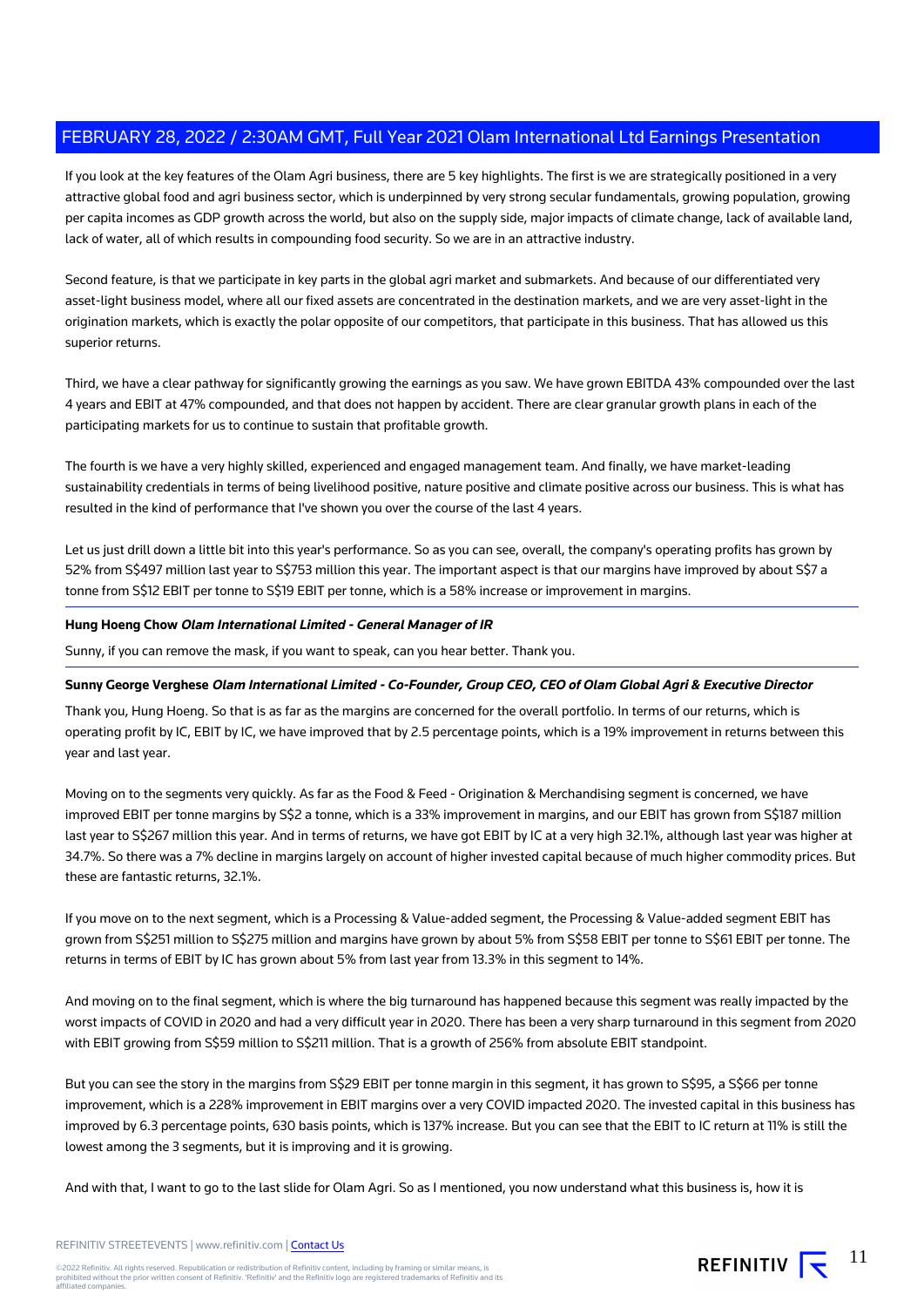If you look at the key features of the Olam Agri business, there are 5 key highlights. The first is we are strategically positioned in a very attractive global food and agri business sector, which is underpinned by very strong secular fundamentals, growing population, growing per capita incomes as GDP growth across the world, but also on the supply side, major impacts of climate change, lack of available land, lack of water, all of which results in compounding food security. So we are in an attractive industry.

Second feature, is that we participate in key parts in the global agri market and submarkets. And because of our differentiated very asset-light business model, where all our fixed assets are concentrated in the destination markets, and we are very asset-light in the origination markets, which is exactly the polar opposite of our competitors, that participate in this business. That has allowed us this superior returns.

Third, we have a clear pathway for significantly growing the earnings as you saw. We have grown EBITDA 43% compounded over the last 4 years and EBIT at 47% compounded, and that does not happen by accident. There are clear granular growth plans in each of the participating markets for us to continue to sustain that profitable growth.

The fourth is we have a very highly skilled, experienced and engaged management team. And finally, we have market-leading sustainability credentials in terms of being livelihood positive, nature positive and climate positive across our business. This is what has resulted in the kind of performance that I've shown you over the course of the last 4 years.

Let us just drill down a little bit into this year's performance. So as you can see, overall, the company's operating profits has grown by 52% from S$497 million last year to S$753 million this year. The important aspect is that our margins have improved by about S$7 a tonne from S$12 EBIT per tonne to S$19 EBIT per tonne, which is a 58% increase or improvement in margins.

**Hung Hoeng Chow** ***Olam International Limited - General Manager of IR***

Sunny, if you can remove the mask, if you want to speak, can you hear better. Thank you.

**Sunny George Verghese** ***Olam International Limited - Co-Founder, Group CEO, CEO of Olam Global Agri & Executive Director***

Thank you, Hung Hoeng. So that is as far as the margins are concerned for the overall portfolio. In terms of our returns, which is operating profit by IC, EBIT by IC, we have improved that by 2.5 percentage points, which is a 19% improvement in returns between this year and last year.

Moving on to the segments very quickly. As far as the Food & Feed - Origination & Merchandising segment is concerned, we have improved EBIT per tonne margins by S$2 a tonne, which is a 33% improvement in margins, and our EBIT has grown from S$187 million last year to S$267 million this year. And in terms of returns, we have got EBIT by IC at a very high 32.1%, although last year was higher at 34.7%. So there was a 7% decline in margins largely on account of higher invested capital because of much higher commodity prices. But these are fantastic returns, 32.1%.

If you move on to the next segment, which is a Processing & Value-added segment, the Processing & Value-added segment EBIT has grown from S$251 million to S$275 million and margins have grown by about 5% from S$58 EBIT per tonne to S$61 EBIT per tonne. The returns in terms of EBIT by IC has grown about 5% from last year from 13.3% in this segment to 14%.

And moving on to the final segment, which is where the big turnaround has happened because this segment was really impacted by the worst impacts of COVID in 2020 and had a very difficult year in 2020. There has been a very sharp turnaround in this segment from 2020 with EBIT growing from S$59 million to S$211 million. That is a growth of 256% from absolute EBIT standpoint.

But you can see the story in the margins from S$29 EBIT per tonne margin in this segment, it has grown to S$95, a S$66 per tonne improvement, which is a 228% improvement in EBIT margins over a very COVID impacted 2020. The invested capital in this business has improved by 6.3 percentage points, 630 basis points, which is 137% increase. But you can see that the EBIT to IC return at 11% is still the lowest among the 3 segments, but it is improving and it is growing.

And with that, I want to go to the last slide for Olam Agri. So as I mentioned, you now understand what this business is, how it is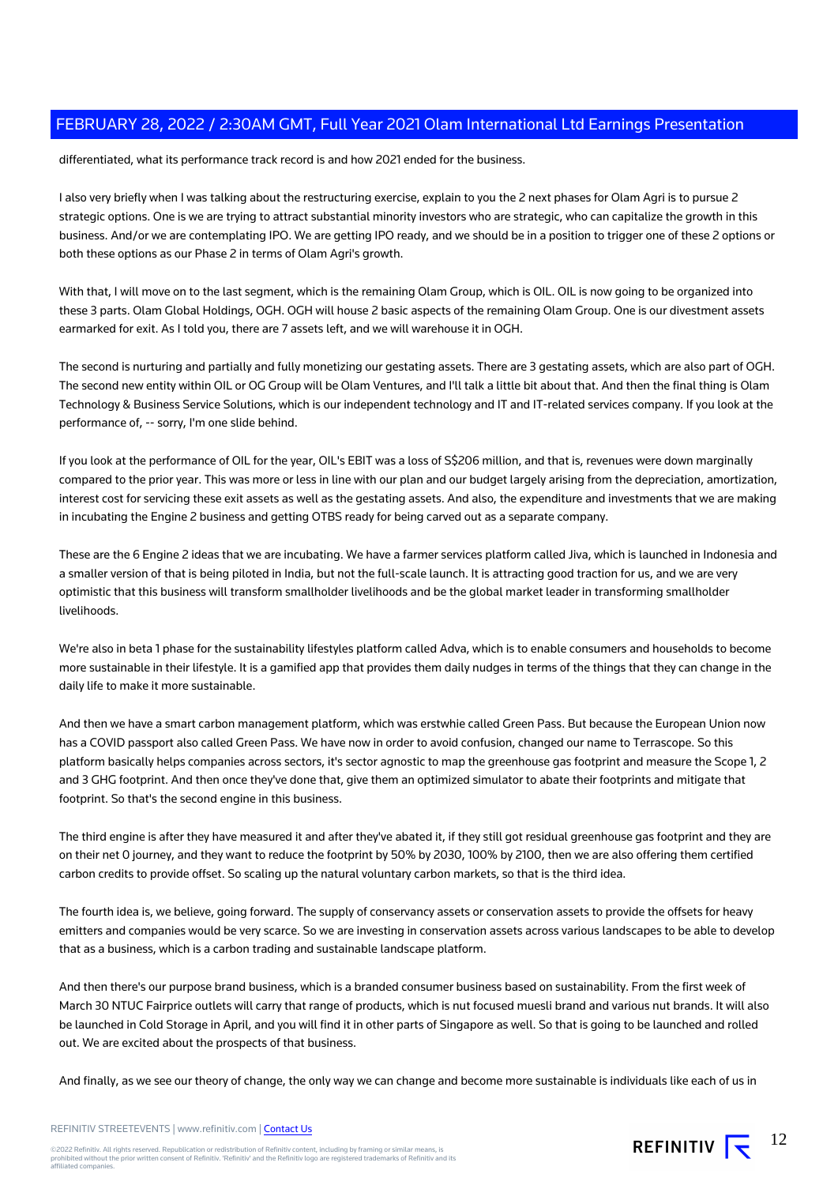differentiated, what its performance track record is and how 2021 ended for the business.

I also very briefly when I was talking about the restructuring exercise, explain to you the 2 next phases for Olam Agri is to pursue 2 strategic options. One is we are trying to attract substantial minority investors who are strategic, who can capitalize the growth in this business. And/or we are contemplating IPO. We are getting IPO ready, and we should be in a position to trigger one of these 2 options or both these options as our Phase 2 in terms of Olam Agri's growth.

With that, I will move on to the last segment, which is the remaining Olam Group, which is OIL. OIL is now going to be organized into these 3 parts. Olam Global Holdings, OGH. OGH will house 2 basic aspects of the remaining Olam Group. One is our divestment assets earmarked for exit. As I told you, there are 7 assets left, and we will warehouse it in OGH.

The second is nurturing and partially and fully monetizing our gestating assets. There are 3 gestating assets, which are also part of OGH. The second new entity within OIL or OG Group will be Olam Ventures, and I'll talk a little bit about that. And then the final thing is Olam Technology & Business Service Solutions, which is our independent technology and IT and IT-related services company. If you look at the performance of, -- sorry, I'm one slide behind.

If you look at the performance of OIL for the year, OIL's EBIT was a loss of S$206 million, and that is, revenues were down marginally compared to the prior year. This was more or less in line with our plan and our budget largely arising from the depreciation, amortization, interest cost for servicing these exit assets as well as the gestating assets. And also, the expenditure and investments that we are making in incubating the Engine 2 business and getting OTBS ready for being carved out as a separate company.

These are the 6 Engine 2 ideas that we are incubating. We have a farmer services platform called Jiva, which is launched in Indonesia and a smaller version of that is being piloted in India, but not the full-scale launch. It is attracting good traction for us, and we are very optimistic that this business will transform smallholder livelihoods and be the global market leader in transforming smallholder livelihoods.

We're also in beta 1 phase for the sustainability lifestyles platform called Adva, which is to enable consumers and households to become more sustainable in their lifestyle. It is a gamified app that provides them daily nudges in terms of the things that they can change in the daily life to make it more sustainable.

And then we have a smart carbon management platform, which was erstwhie called Green Pass. But because the European Union now has a COVID passport also called Green Pass. We have now in order to avoid confusion, changed our name to Terrascope. So this platform basically helps companies across sectors, it's sector agnostic to map the greenhouse gas footprint and measure the Scope 1, 2 and 3 GHG footprint. And then once they've done that, give them an optimized simulator to abate their footprints and mitigate that footprint. So that's the second engine in this business.

The third engine is after they have measured it and after they've abated it, if they still got residual greenhouse gas footprint and they are on their net 0 journey, and they want to reduce the footprint by 50% by 2030, 100% by 2100, then we are also offering them certified carbon credits to provide offset. So scaling up the natural voluntary carbon markets, so that is the third idea.

The fourth idea is, we believe, going forward. The supply of conservancy assets or conservation assets to provide the offsets for heavy emitters and companies would be very scarce. So we are investing in conservation assets across various landscapes to be able to develop that as a business, which is a carbon trading and sustainable landscape platform.

And then there's our purpose brand business, which is a branded consumer business based on sustainability. From the first week of March 30 NTUC Fairprice outlets will carry that range of products, which is nut focused muesli brand and various nut brands. It will also be launched in Cold Storage in April, and you will find it in other parts of Singapore as well. So that is going to be launched and rolled out. We are excited about the prospects of that business.

And finally, as we see our theory of change, the only way we can change and become more sustainable is individuals like each of us in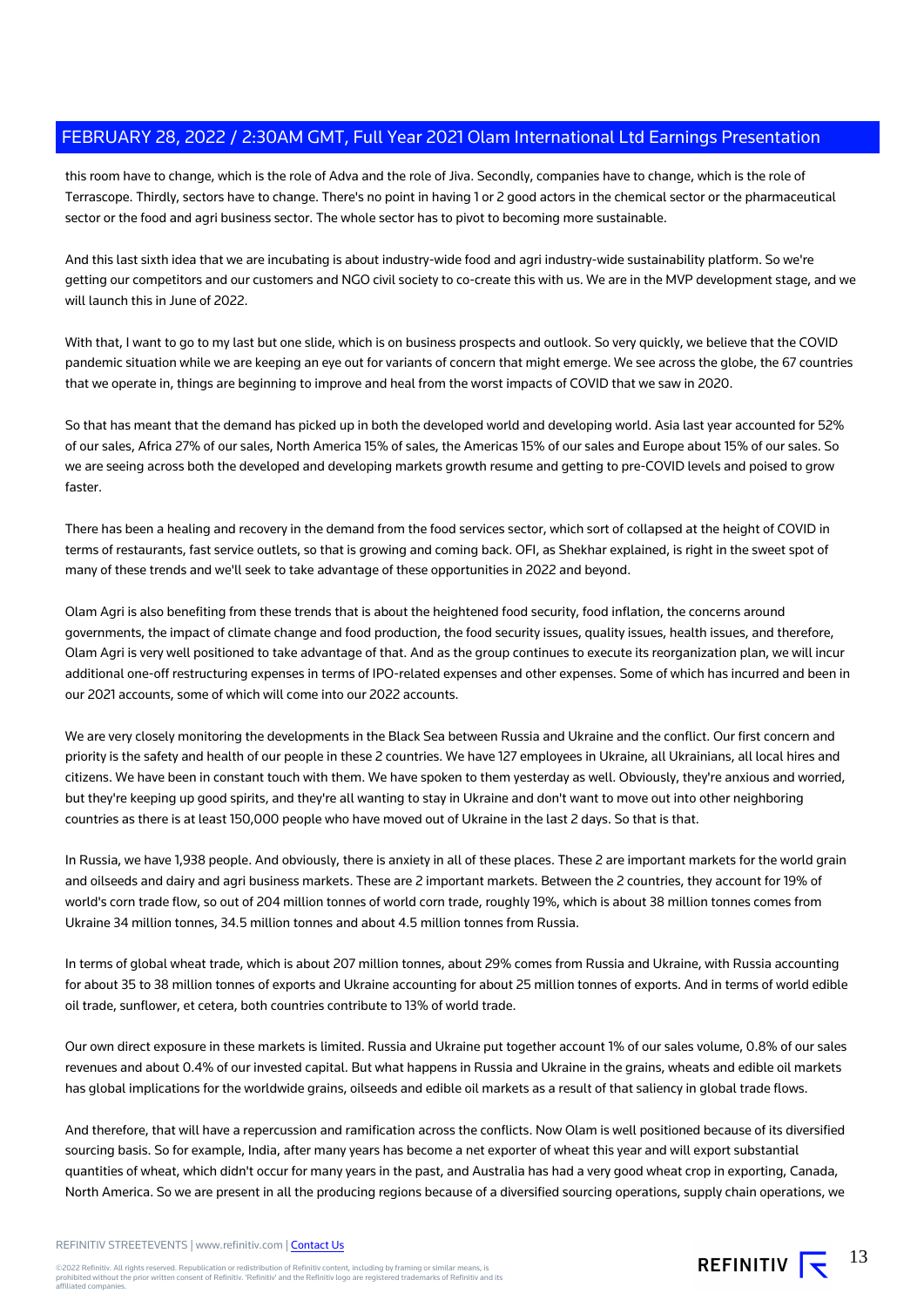this room have to change, which is the role of Adva and the role of Jiva. Secondly, companies have to change, which is the role of Terrascope. Thirdly, sectors have to change. There's no point in having 1 or 2 good actors in the chemical sector or the pharmaceutical sector or the food and agri business sector. The whole sector has to pivot to becoming more sustainable.

And this last sixth idea that we are incubating is about industry-wide food and agri industry-wide sustainability platform. So we're getting our competitors and our customers and NGO civil society to co-create this with us. We are in the MVP development stage, and we will launch this in June of 2022.

With that, I want to go to my last but one slide, which is on business prospects and outlook. So very quickly, we believe that the COVID pandemic situation while we are keeping an eye out for variants of concern that might emerge. We see across the globe, the 67 countries that we operate in, things are beginning to improve and heal from the worst impacts of COVID that we saw in 2020.

So that has meant that the demand has picked up in both the developed world and developing world. Asia last year accounted for 52% of our sales, Africa 27% of our sales, North America 15% of sales, the Americas 15% of our sales and Europe about 15% of our sales. So we are seeing across both the developed and developing markets growth resume and getting to pre-COVID levels and poised to grow faster.

There has been a healing and recovery in the demand from the food services sector, which sort of collapsed at the height of COVID in terms of restaurants, fast service outlets, so that is growing and coming back. OFI, as Shekhar explained, is right in the sweet spot of many of these trends and we'll seek to take advantage of these opportunities in 2022 and beyond.

Olam Agri is also benefiting from these trends that is about the heightened food security, food inflation, the concerns around governments, the impact of climate change and food production, the food security issues, quality issues, health issues, and therefore, Olam Agri is very well positioned to take advantage of that. And as the group continues to execute its reorganization plan, we will incur additional one-off restructuring expenses in terms of IPO-related expenses and other expenses. Some of which has incurred and been in our 2021 accounts, some of which will come into our 2022 accounts.

We are very closely monitoring the developments in the Black Sea between Russia and Ukraine and the conflict. Our first concern and priority is the safety and health of our people in these 2 countries. We have 127 employees in Ukraine, all Ukrainians, all local hires and citizens. We have been in constant touch with them. We have spoken to them yesterday as well. Obviously, they're anxious and worried, but they're keeping up good spirits, and they're all wanting to stay in Ukraine and don't want to move out into other neighboring countries as there is at least 150,000 people who have moved out of Ukraine in the last 2 days. So that is that.

In Russia, we have 1,938 people. And obviously, there is anxiety in all of these places. These 2 are important markets for the world grain and oilseeds and dairy and agri business markets. These are 2 important markets. Between the 2 countries, they account for 19% of world's corn trade flow, so out of 204 million tonnes of world corn trade, roughly 19%, which is about 38 million tonnes comes from Ukraine 34 million tonnes, 34.5 million tonnes and about 4.5 million tonnes from Russia.

In terms of global wheat trade, which is about 207 million tonnes, about 29% comes from Russia and Ukraine, with Russia accounting for about 35 to 38 million tonnes of exports and Ukraine accounting for about 25 million tonnes of exports. And in terms of world edible oil trade, sunflower, et cetera, both countries contribute to 13% of world trade.

Our own direct exposure in these markets is limited. Russia and Ukraine put together account 1% of our sales volume, 0.8% of our sales revenues and about 0.4% of our invested capital. But what happens in Russia and Ukraine in the grains, wheats and edible oil markets has global implications for the worldwide grains, oilseeds and edible oil markets as a result of that saliency in global trade flows.

And therefore, that will have a repercussion and ramification across the conflicts. Now Olam is well positioned because of its diversified sourcing basis. So for example, India, after many years has become a net exporter of wheat this year and will export substantial quantities of wheat, which didn't occur for many years in the past, and Australia has had a very good wheat crop in exporting, Canada, North America. So we are present in all the producing regions because of a diversified sourcing operations, supply chain operations, we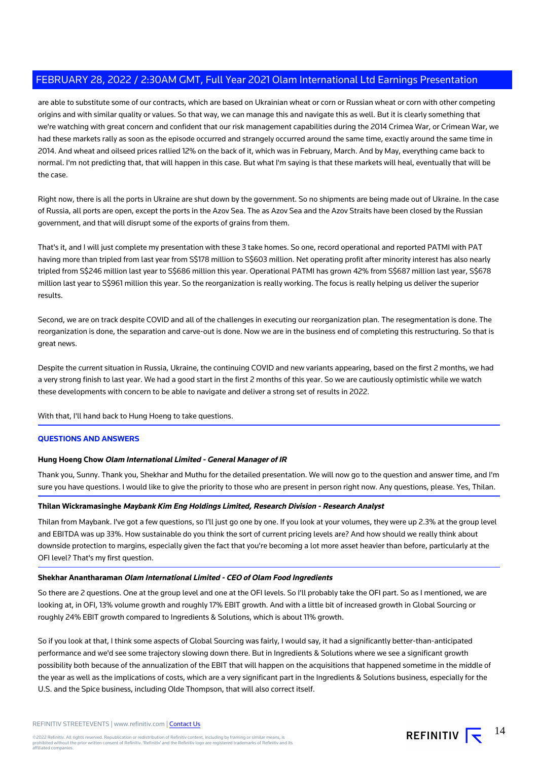are able to substitute some of our contracts, which are based on Ukrainian wheat or corn or Russian wheat or corn with other competing origins and with similar quality or values. So that way, we can manage this and navigate this as well. But it is clearly something that we're watching with great concern and confident that our risk management capabilities during the 2014 Crimea War, or Crimean War, we had these markets rally as soon as the episode occurred and strangely occurred around the same time, exactly around the same time in 2014. And wheat and oilseed prices rallied 12% on the back of it, which was in February, March. And by May, everything came back to normal. I'm not predicting that, that will happen in this case. But what I'm saying is that these markets will heal, eventually that will be the case.

Right now, there is all the ports in Ukraine are shut down by the government. So no shipments are being made out of Ukraine. In the case of Russia, all ports are open, except the ports in the Azov Sea. The as Azov Sea and the Azov Straits have been closed by the Russian government, and that will disrupt some of the exports of grains from them.

That's it, and I will just complete my presentation with these 3 take homes. So one, record operational and reported PATMI with PAT having more than tripled from last year from S$178 million to S$603 million. Net operating profit after minority interest has also nearly tripled from S$246 million last year to S$686 million this year. Operational PATMI has grown 42% from S$687 million last year, S$678 million last year to S$961 million this year. So the reorganization is really working. The focus is really helping us deliver the superior results.

Second, we are on track despite COVID and all of the challenges in executing our reorganization plan. The resegmentation is done. The reorganization is done, the separation and carve-out is done. Now we are in the business end of completing this restructuring. So that is great news.

Despite the current situation in Russia, Ukraine, the continuing COVID and new variants appearing, based on the first 2 months, we had a very strong finish to last year. We had a good start in the first 2 months of this year. So we are cautiously optimistic while we watch these developments with concern to be able to navigate and deliver a strong set of results in 2022.

With that, I'll hand back to Hung Hoeng to take questions.

## QUESTIONS AND ANSWERS

**Hung Hoeng Chow** ***Olam International Limited - General Manager of IR***

Thank you, Sunny. Thank you, Shekhar and Muthu for the detailed presentation. We will now go to the question and answer time, and I'm sure you have questions. I would like to give the priority to those who are present in person right now. Any questions, please. Yes, Thilan.

**Thilan Wickramasinghe** ***Maybank Kim Eng Holdings Limited, Research Division - Research Analyst***

Thilan from Maybank. I've got a few questions, so I'll just go one by one. If you look at your volumes, they were up 2.3% at the group level and EBITDA was up 33%. How sustainable do you think the sort of current pricing levels are? And how should we really think about downside protection to margins, especially given the fact that you're becoming a lot more asset heavier than before, particularly at the OFI level? That's my first question.

**Shekhar Anantharaman** ***Olam International Limited - CEO of Olam Food Ingredients***

So there are 2 questions. One at the group level and one at the OFI levels. So I'll probably take the OFI part. So as I mentioned, we are looking at, in OFI, 13% volume growth and roughly 17% EBIT growth. And with a little bit of increased growth in Global Sourcing or roughly 24% EBIT growth compared to Ingredients & Solutions, which is about 11% growth.

So if you look at that, I think some aspects of Global Sourcing was fairly, I would say, it had a significantly better-than-anticipated performance and we'd see some trajectory slowing down there. But in Ingredients & Solutions where we see a significant growth possibility both because of the annualization of the EBIT that will happen on the acquisitions that happened sometime in the middle of the year as well as the implications of costs, which are a very significant part in the Ingredients & Solutions business, especially for the U.S. and the Spice business, including Olde Thompson, that will also correct itself.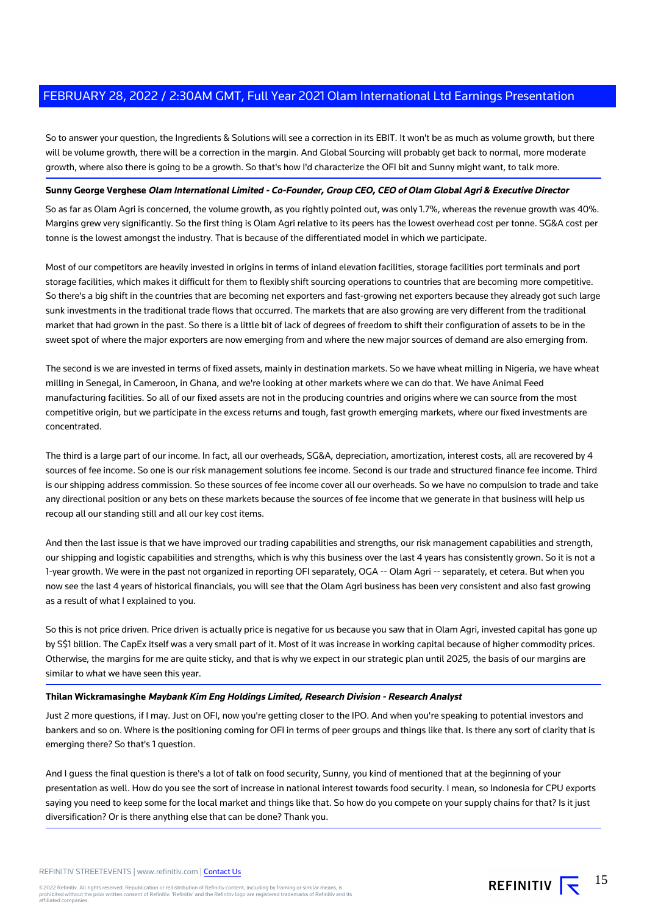So to answer your question, the Ingredients & Solutions will see a correction in its EBIT. It won't be as much as volume growth, but there will be volume growth, there will be a correction in the margin. And Global Sourcing will probably get back to normal, more moderate growth, where also there is going to be a growth. So that's how I'd characterize the OFI bit and Sunny might want, to talk more.

**Sunny George Verghese** ***Olam International Limited - Co-Founder, Group CEO, CEO of Olam Global Agri & Executive Director***

So as far as Olam Agri is concerned, the volume growth, as you rightly pointed out, was only 1.7%, whereas the revenue growth was 40%. Margins grew very significantly. So the first thing is Olam Agri relative to its peers has the lowest overhead cost per tonne. SG&A cost per tonne is the lowest amongst the industry. That is because of the differentiated model in which we participate.

Most of our competitors are heavily invested in origins in terms of inland elevation facilities, storage facilities port terminals and port storage facilities, which makes it difficult for them to flexibly shift sourcing operations to countries that are becoming more competitive. So there's a big shift in the countries that are becoming net exporters and fast-growing net exporters because they already got such large sunk investments in the traditional trade flows that occurred. The markets that are also growing are very different from the traditional market that had grown in the past. So there is a little bit of lack of degrees of freedom to shift their configuration of assets to be in the sweet spot of where the major exporters are now emerging from and where the new major sources of demand are also emerging from.

The second is we are invested in terms of fixed assets, mainly in destination markets. So we have wheat milling in Nigeria, we have wheat milling in Senegal, in Cameroon, in Ghana, and we're looking at other markets where we can do that. We have Animal Feed manufacturing facilities. So all of our fixed assets are not in the producing countries and origins where we can source from the most competitive origin, but we participate in the excess returns and tough, fast growth emerging markets, where our fixed investments are concentrated.

The third is a large part of our income. In fact, all our overheads, SG&A, depreciation, amortization, interest costs, all are recovered by 4 sources of fee income. So one is our risk management solutions fee income. Second is our trade and structured finance fee income. Third is our shipping address commission. So these sources of fee income cover all our overheads. So we have no compulsion to trade and take any directional position or any bets on these markets because the sources of fee income that we generate in that business will help us recoup all our standing still and all our key cost items.

And then the last issue is that we have improved our trading capabilities and strengths, our risk management capabilities and strength, our shipping and logistic capabilities and strengths, which is why this business over the last 4 years has consistently grown. So it is not a 1-year growth. We were in the past not organized in reporting OFI separately, OGA -- Olam Agri -- separately, et cetera. But when you now see the last 4 years of historical financials, you will see that the Olam Agri business has been very consistent and also fast growing as a result of what I explained to you.

So this is not price driven. Price driven is actually price is negative for us because you saw that in Olam Agri, invested capital has gone up by S$1 billion. The CapEx itself was a very small part of it. Most of it was increase in working capital because of higher commodity prices. Otherwise, the margins for me are quite sticky, and that is why we expect in our strategic plan until 2025, the basis of our margins are similar to what we have seen this year.

**Thilan Wickramasinghe** ***Maybank Kim Eng Holdings Limited, Research Division - Research Analyst***

Just 2 more questions, if I may. Just on OFI, now you're getting closer to the IPO. And when you're speaking to potential investors and bankers and so on. Where is the positioning coming for OFI in terms of peer groups and things like that. Is there any sort of clarity that is emerging there? So that's 1 question.

And I guess the final question is there's a lot of talk on food security, Sunny, you kind of mentioned that at the beginning of your presentation as well. How do you see the sort of increase in national interest towards food security. I mean, so Indonesia for CPU exports saying you need to keep some for the local market and things like that. So how do you compete on your supply chains for that? Is it just diversification? Or is there anything else that can be done? Thank you.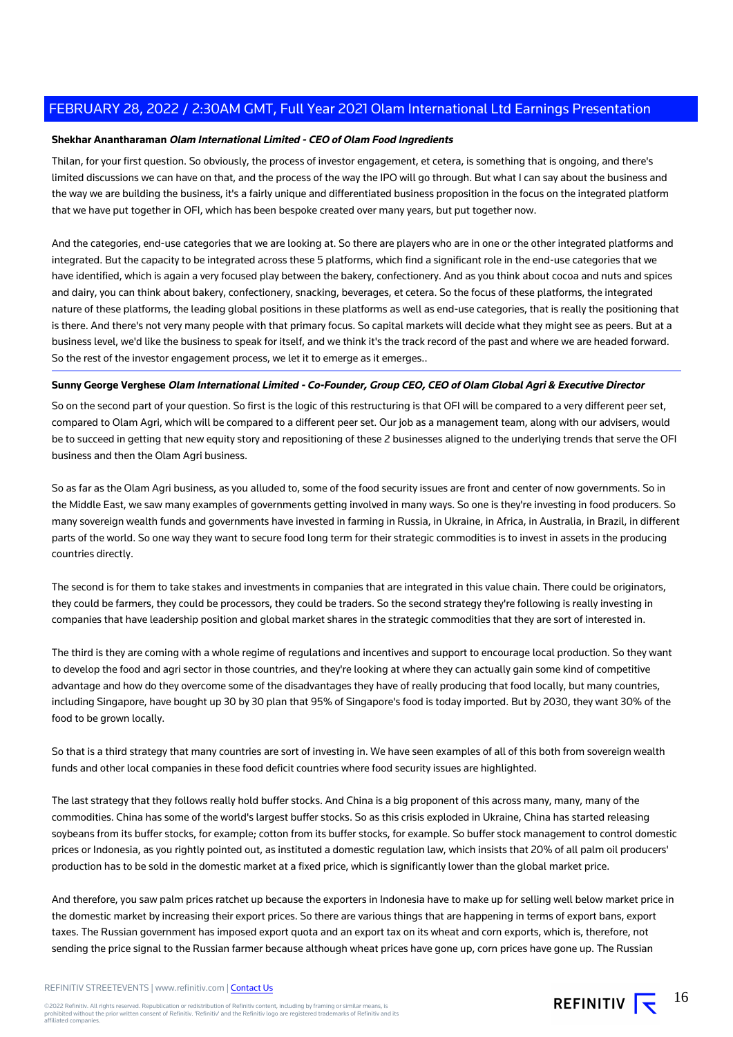**Shekhar Anantharaman** ***Olam International Limited - CEO of Olam Food Ingredients***

Thilan, for your first question. So obviously, the process of investor engagement, et cetera, is something that is ongoing, and there's limited discussions we can have on that, and the process of the way the IPO will go through. But what I can say about the business and the way we are building the business, it's a fairly unique and differentiated business proposition in the focus on the integrated platform that we have put together in OFI, which has been bespoke created over many years, but put together now.

And the categories, end-use categories that we are looking at. So there are players who are in one or the other integrated platforms and integrated. But the capacity to be integrated across these 5 platforms, which find a significant role in the end-use categories that we have identified, which is again a very focused play between the bakery, confectionery. And as you think about cocoa and nuts and spices and dairy, you can think about bakery, confectionery, snacking, beverages, et cetera. So the focus of these platforms, the integrated nature of these platforms, the leading global positions in these platforms as well as end-use categories, that is really the positioning that is there. And there's not very many people with that primary focus. So capital markets will decide what they might see as peers. But at a business level, we'd like the business to speak for itself, and we think it's the track record of the past and where we are headed forward. So the rest of the investor engagement process, we let it to emerge as it emerges..

**Sunny George Verghese** ***Olam International Limited - Co-Founder, Group CEO, CEO of Olam Global Agri & Executive Director***

So on the second part of your question. So first is the logic of this restructuring is that OFI will be compared to a very different peer set, compared to Olam Agri, which will be compared to a different peer set. Our job as a management team, along with our advisers, would be to succeed in getting that new equity story and repositioning of these 2 businesses aligned to the underlying trends that serve the OFI business and then the Olam Agri business.

So as far as the Olam Agri business, as you alluded to, some of the food security issues are front and center of now governments. So in the Middle East, we saw many examples of governments getting involved in many ways. So one is they're investing in food producers. So many sovereign wealth funds and governments have invested in farming in Russia, in Ukraine, in Africa, in Australia, in Brazil, in different parts of the world. So one way they want to secure food long term for their strategic commodities is to invest in assets in the producing countries directly.

The second is for them to take stakes and investments in companies that are integrated in this value chain. There could be originators, they could be farmers, they could be processors, they could be traders. So the second strategy they're following is really investing in companies that have leadership position and global market shares in the strategic commodities that they are sort of interested in.

The third is they are coming with a whole regime of regulations and incentives and support to encourage local production. So they want to develop the food and agri sector in those countries, and they're looking at where they can actually gain some kind of competitive advantage and how do they overcome some of the disadvantages they have of really producing that food locally, but many countries, including Singapore, have bought up 30 by 30 plan that 95% of Singapore's food is today imported. But by 2030, they want 30% of the food to be grown locally.

So that is a third strategy that many countries are sort of investing in. We have seen examples of all of this both from sovereign wealth funds and other local companies in these food deficit countries where food security issues are highlighted.

The last strategy that they follows really hold buffer stocks. And China is a big proponent of this across many, many, many of the commodities. China has some of the world's largest buffer stocks. So as this crisis exploded in Ukraine, China has started releasing soybeans from its buffer stocks, for example; cotton from its buffer stocks, for example. So buffer stock management to control domestic prices or Indonesia, as you rightly pointed out, as instituted a domestic regulation law, which insists that 20% of all palm oil producers' production has to be sold in the domestic market at a fixed price, which is significantly lower than the global market price.

And therefore, you saw palm prices ratchet up because the exporters in Indonesia have to make up for selling well below market price in the domestic market by increasing their export prices. So there are various things that are happening in terms of export bans, export taxes. The Russian government has imposed export quota and an export tax on its wheat and corn exports, which is, therefore, not sending the price signal to the Russian farmer because although wheat prices have gone up, corn prices have gone up. The Russian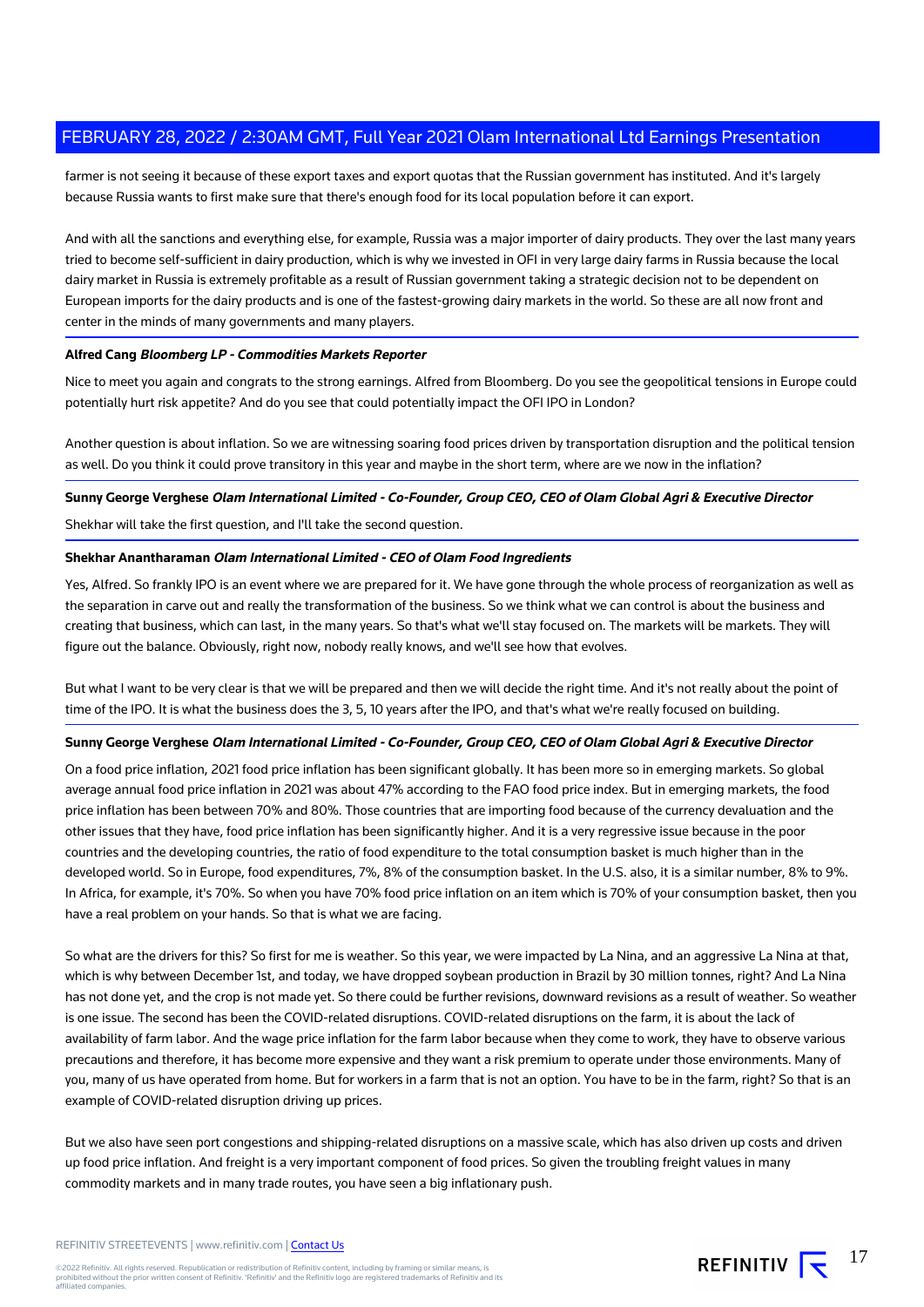farmer is not seeing it because of these export taxes and export quotas that the Russian government has instituted. And it's largely because Russia wants to first make sure that there's enough food for its local population before it can export.

And with all the sanctions and everything else, for example, Russia was a major importer of dairy products. They over the last many years tried to become self-sufficient in dairy production, which is why we invested in OFI in very large dairy farms in Russia because the local dairy market in Russia is extremely profitable as a result of Russian government taking a strategic decision not to be dependent on European imports for the dairy products and is one of the fastest-growing dairy markets in the world. So these are all now front and center in the minds of many governments and many players.

**Alfred Cang** ***Bloomberg LP - Commodities Markets Reporter***

Nice to meet you again and congrats to the strong earnings. Alfred from Bloomberg. Do you see the geopolitical tensions in Europe could potentially hurt risk appetite? And do you see that could potentially impact the OFI IPO in London?

Another question is about inflation. So we are witnessing soaring food prices driven by transportation disruption and the political tension as well. Do you think it could prove transitory in this year and maybe in the short term, where are we now in the inflation?

**Sunny George Verghese** ***Olam International Limited - Co-Founder, Group CEO, CEO of Olam Global Agri & Executive Director***

Shekhar will take the first question, and I'll take the second question.

**Shekhar Anantharaman** ***Olam International Limited - CEO of Olam Food Ingredients***

Yes, Alfred. So frankly IPO is an event where we are prepared for it. We have gone through the whole process of reorganization as well as the separation in carve out and really the transformation of the business. So we think what we can control is about the business and creating that business, which can last, in the many years. So that's what we'll stay focused on. The markets will be markets. They will figure out the balance. Obviously, right now, nobody really knows, and we'll see how that evolves.

But what I want to be very clear is that we will be prepared and then we will decide the right time. And it's not really about the point of time of the IPO. It is what the business does the 3, 5, 10 years after the IPO, and that's what we're really focused on building.

**Sunny George Verghese** ***Olam International Limited - Co-Founder, Group CEO, CEO of Olam Global Agri & Executive Director***

On a food price inflation, 2021 food price inflation has been significant globally. It has been more so in emerging markets. So global average annual food price inflation in 2021 was about 47% according to the FAO food price index. But in emerging markets, the food price inflation has been between 70% and 80%. Those countries that are importing food because of the currency devaluation and the other issues that they have, food price inflation has been significantly higher. And it is a very regressive issue because in the poor countries and the developing countries, the ratio of food expenditure to the total consumption basket is much higher than in the developed world. So in Europe, food expenditures, 7%, 8% of the consumption basket. In the U.S. also, it is a similar number, 8% to 9%. In Africa, for example, it's 70%. So when you have 70% food price inflation on an item which is 70% of your consumption basket, then you have a real problem on your hands. So that is what we are facing.

So what are the drivers for this? So first for me is weather. So this year, we were impacted by La Nina, and an aggressive La Nina at that, which is why between December 1st, and today, we have dropped soybean production in Brazil by 30 million tonnes, right? And La Nina has not done yet, and the crop is not made yet. So there could be further revisions, downward revisions as a result of weather. So weather is one issue. The second has been the COVID-related disruptions. COVID-related disruptions on the farm, it is about the lack of availability of farm labor. And the wage price inflation for the farm labor because when they come to work, they have to observe various precautions and therefore, it has become more expensive and they want a risk premium to operate under those environments. Many of you, many of us have operated from home. But for workers in a farm that is not an option. You have to be in the farm, right? So that is an example of COVID-related disruption driving up prices.

But we also have seen port congestions and shipping-related disruptions on a massive scale, which has also driven up costs and driven up food price inflation. And freight is a very important component of food prices. So given the troubling freight values in many commodity markets and in many trade routes, you have seen a big inflationary push.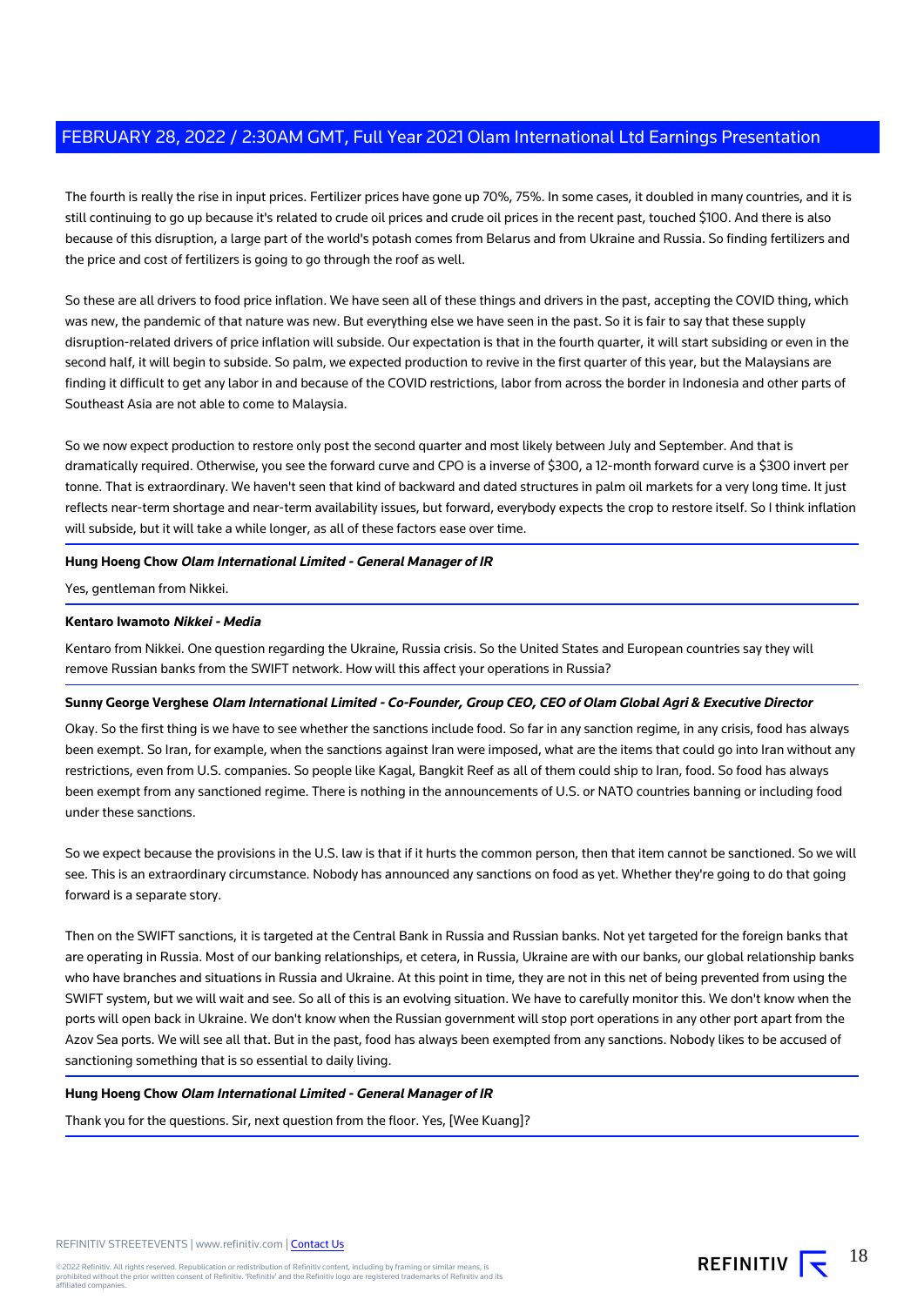The fourth is really the rise in input prices. Fertilizer prices have gone up 70%, 75%. In some cases, it doubled in many countries, and it is still continuing to go up because it's related to crude oil prices and crude oil prices in the recent past, touched $100. And there is also because of this disruption, a large part of the world's potash comes from Belarus and from Ukraine and Russia. So finding fertilizers and the price and cost of fertilizers is going to go through the roof as well.

So these are all drivers to food price inflation. We have seen all of these things and drivers in the past, accepting the COVID thing, which was new, the pandemic of that nature was new. But everything else we have seen in the past. So it is fair to say that these supply disruption-related drivers of price inflation will subside. Our expectation is that in the fourth quarter, it will start subsiding or even in the second half, it will begin to subside. So palm, we expected production to revive in the first quarter of this year, but the Malaysians are finding it difficult to get any labor in and because of the COVID restrictions, labor from across the border in Indonesia and other parts of Southeast Asia are not able to come to Malaysia.

So we now expect production to restore only post the second quarter and most likely between July and September. And that is dramatically required. Otherwise, you see the forward curve and CPO is a inverse of $300, a 12-month forward curve is a $300 invert per tonne. That is extraordinary. We haven't seen that kind of backward and dated structures in palm oil markets for a very long time. It just reflects near-term shortage and near-term availability issues, but forward, everybody expects the crop to restore itself. So I think inflation will subside, but it will take a while longer, as all of these factors ease over time.

**Hung Hoeng Chow** ***Olam International Limited - General Manager of IR***

Yes, gentleman from Nikkei.

**Kentaro Iwamoto** ***Nikkei - Media***

Kentaro from Nikkei. One question regarding the Ukraine, Russia crisis. So the United States and European countries say they will remove Russian banks from the SWIFT network. How will this affect your operations in Russia?

**Sunny George Verghese** ***Olam International Limited - Co-Founder, Group CEO, CEO of Olam Global Agri & Executive Director***

Okay. So the first thing is we have to see whether the sanctions include food. So far in any sanction regime, in any crisis, food has always been exempt. So Iran, for example, when the sanctions against Iran were imposed, what are the items that could go into Iran without any restrictions, even from U.S. companies. So people like Kagal, Bangkit Reef as all of them could ship to Iran, food. So food has always been exempt from any sanctioned regime. There is nothing in the announcements of U.S. or NATO countries banning or including food under these sanctions.

So we expect because the provisions in the U.S. law is that if it hurts the common person, then that item cannot be sanctioned. So we will see. This is an extraordinary circumstance. Nobody has announced any sanctions on food as yet. Whether they're going to do that going forward is a separate story.

Then on the SWIFT sanctions, it is targeted at the Central Bank in Russia and Russian banks. Not yet targeted for the foreign banks that are operating in Russia. Most of our banking relationships, et cetera, in Russia, Ukraine are with our banks, our global relationship banks who have branches and situations in Russia and Ukraine. At this point in time, they are not in this net of being prevented from using the SWIFT system, but we will wait and see. So all of this is an evolving situation. We have to carefully monitor this. We don't know when the ports will open back in Ukraine. We don't know when the Russian government will stop port operations in any other port apart from the Azov Sea ports. We will see all that. But in the past, food has always been exempted from any sanctions. Nobody likes to be accused of sanctioning something that is so essential to daily living.

**Hung Hoeng Chow** ***Olam International Limited - General Manager of IR***

Thank you for the questions. Sir, next question from the floor. Yes, [Wee Kuang]?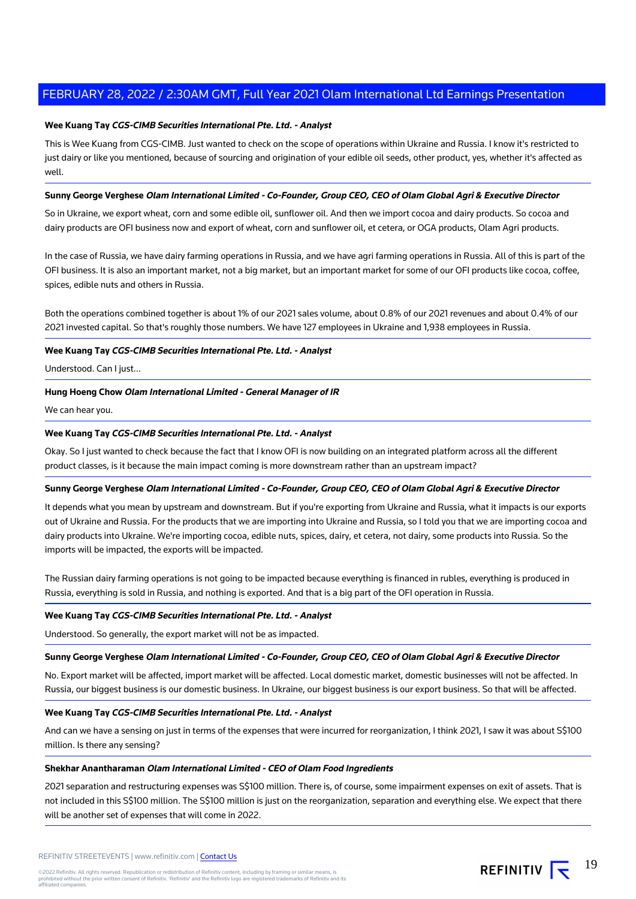**Wee Kuang Tay** ***CGS-CIMB Securities International Pte. Ltd. - Analyst***

This is Wee Kuang from CGS-CIMB. Just wanted to check on the scope of operations within Ukraine and Russia. I know it's restricted to just dairy or like you mentioned, because of sourcing and origination of your edible oil seeds, other product, yes, whether it's affected as well.

**Sunny George Verghese** ***Olam International Limited - Co-Founder, Group CEO, CEO of Olam Global Agri & Executive Director***

So in Ukraine, we export wheat, corn and some edible oil, sunflower oil. And then we import cocoa and dairy products. So cocoa and dairy products are OFI business now and export of wheat, corn and sunflower oil, et cetera, or OGA products, Olam Agri products.

In the case of Russia, we have dairy farming operations in Russia, and we have agri farming operations in Russia. All of this is part of the OFI business. It is also an important market, not a big market, but an important market for some of our OFI products like cocoa, coffee, spices, edible nuts and others in Russia.

Both the operations combined together is about 1% of our 2021 sales volume, about 0.8% of our 2021 revenues and about 0.4% of our 2021 invested capital. So that's roughly those numbers. We have 127 employees in Ukraine and 1,938 employees in Russia.

**Wee Kuang Tay** ***CGS-CIMB Securities International Pte. Ltd. - Analyst***

Understood. Can I just...

**Hung Hoeng Chow** ***Olam International Limited - General Manager of IR***

We can hear you.

**Wee Kuang Tay** ***CGS-CIMB Securities International Pte. Ltd. - Analyst***

Okay. So I just wanted to check because the fact that I know OFI is now building on an integrated platform across all the different product classes, is it because the main impact coming is more downstream rather than an upstream impact?

**Sunny George Verghese** ***Olam International Limited - Co-Founder, Group CEO, CEO of Olam Global Agri & Executive Director***

It depends what you mean by upstream and downstream. But if you're exporting from Ukraine and Russia, what it impacts is our exports out of Ukraine and Russia. For the products that we are importing into Ukraine and Russia, so I told you that we are importing cocoa and dairy products into Ukraine. We're importing cocoa, edible nuts, spices, dairy, et cetera, not dairy, some products into Russia. So the imports will be impacted, the exports will be impacted.

The Russian dairy farming operations is not going to be impacted because everything is financed in rubles, everything is produced in Russia, everything is sold in Russia, and nothing is exported. And that is a big part of the OFI operation in Russia.

**Wee Kuang Tay** ***CGS-CIMB Securities International Pte. Ltd. - Analyst***

Understood. So generally, the export market will not be as impacted.

**Sunny George Verghese** ***Olam International Limited - Co-Founder, Group CEO, CEO of Olam Global Agri & Executive Director***

No. Export market will be affected, import market will be affected. Local domestic market, domestic businesses will not be affected. In Russia, our biggest business is our domestic business. In Ukraine, our biggest business is our export business. So that will be affected.

**Wee Kuang Tay** ***CGS-CIMB Securities International Pte. Ltd. - Analyst***

And can we have a sensing on just in terms of the expenses that were incurred for reorganization, I think 2021, I saw it was about S$100 million. Is there any sensing?

**Shekhar Anantharaman** ***Olam International Limited - CEO of Olam Food Ingredients***

2021 separation and restructuring expenses was S$100 million. There is, of course, some impairment expenses on exit of assets. That is not included in this S$100 million. The S$100 million is just on the reorganization, separation and everything else. We expect that there will be another set of expenses that will come in 2022.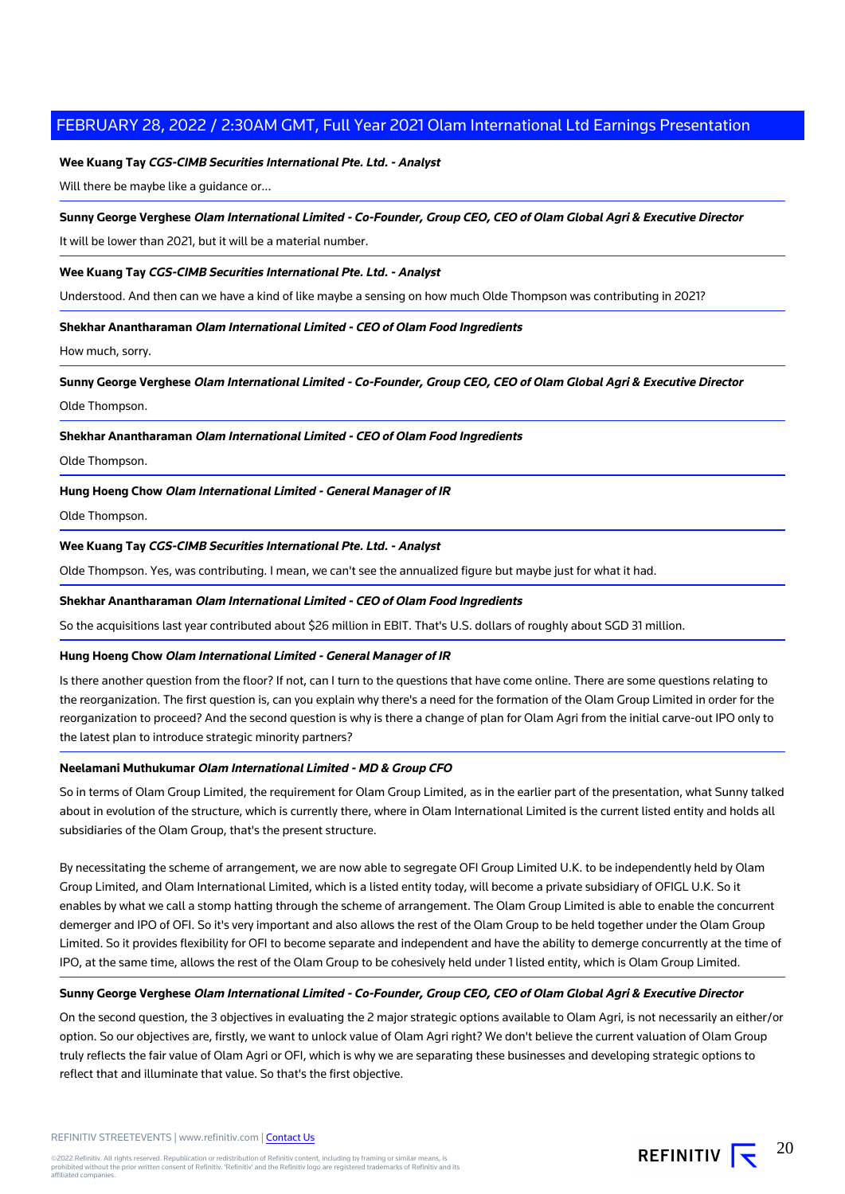**Wee Kuang Tay** ***CGS-CIMB Securities International Pte. Ltd. - Analyst***

Will there be maybe like a guidance or...

**Sunny George Verghese** ***Olam International Limited - Co-Founder, Group CEO, CEO of Olam Global Agri & Executive Director***

It will be lower than 2021, but it will be a material number.

**Wee Kuang Tay** ***CGS-CIMB Securities International Pte. Ltd. - Analyst***

Understood. And then can we have a kind of like maybe a sensing on how much Olde Thompson was contributing in 2021?

**Shekhar Anantharaman** ***Olam International Limited - CEO of Olam Food Ingredients***

How much, sorry.

**Sunny George Verghese** ***Olam International Limited - Co-Founder, Group CEO, CEO of Olam Global Agri & Executive Director***

Olde Thompson.

**Shekhar Anantharaman** ***Olam International Limited - CEO of Olam Food Ingredients***

Olde Thompson.

**Hung Hoeng Chow** ***Olam International Limited - General Manager of IR***

Olde Thompson.

**Wee Kuang Tay** ***CGS-CIMB Securities International Pte. Ltd. - Analyst***

Olde Thompson. Yes, was contributing. I mean, we can't see the annualized figure but maybe just for what it had.

**Shekhar Anantharaman** ***Olam International Limited - CEO of Olam Food Ingredients***

So the acquisitions last year contributed about $26 million in EBIT. That's U.S. dollars of roughly about SGD 31 million.

**Hung Hoeng Chow** ***Olam International Limited - General Manager of IR***

Is there another question from the floor? If not, can I turn to the questions that have come online. There are some questions relating to the reorganization. The first question is, can you explain why there's a need for the formation of the Olam Group Limited in order for the reorganization to proceed? And the second question is why is there a change of plan for Olam Agri from the initial carve-out IPO only to the latest plan to introduce strategic minority partners?

**Neelamani Muthukumar** ***Olam International Limited - MD & Group CFO***

So in terms of Olam Group Limited, the requirement for Olam Group Limited, as in the earlier part of the presentation, what Sunny talked about in evolution of the structure, which is currently there, where in Olam International Limited is the current listed entity and holds all subsidiaries of the Olam Group, that's the present structure.

By necessitating the scheme of arrangement, we are now able to segregate OFI Group Limited U.K. to be independently held by Olam Group Limited, and Olam International Limited, which is a listed entity today, will become a private subsidiary of OFIGL U.K. So it enables by what we call a stomp hatting through the scheme of arrangement. The Olam Group Limited is able to enable the concurrent demerger and IPO of OFI. So it's very important and also allows the rest of the Olam Group to be held together under the Olam Group Limited. So it provides flexibility for OFI to become separate and independent and have the ability to demerge concurrently at the time of IPO, at the same time, allows the rest of the Olam Group to be cohesively held under 1 listed entity, which is Olam Group Limited.

**Sunny George Verghese** ***Olam International Limited - Co-Founder, Group CEO, CEO of Olam Global Agri & Executive Director***

On the second question, the 3 objectives in evaluating the 2 major strategic options available to Olam Agri, is not necessarily an either/or option. So our objectives are, firstly, we want to unlock value of Olam Agri right? We don't believe the current valuation of Olam Group truly reflects the fair value of Olam Agri or OFI, which is why we are separating these businesses and developing strategic options to reflect that and illuminate that value. So that's the first objective.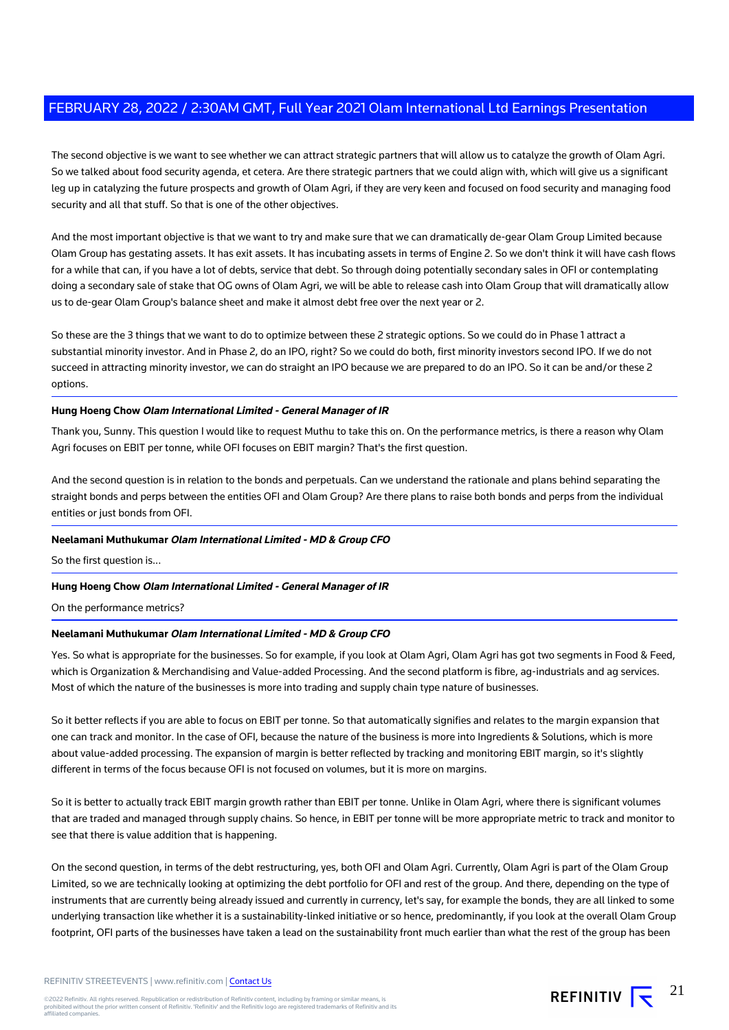The second objective is we want to see whether we can attract strategic partners that will allow us to catalyze the growth of Olam Agri. So we talked about food security agenda, et cetera. Are there strategic partners that we could align with, which will give us a significant leg up in catalyzing the future prospects and growth of Olam Agri, if they are very keen and focused on food security and managing food security and all that stuff. So that is one of the other objectives.

And the most important objective is that we want to try and make sure that we can dramatically de-gear Olam Group Limited because Olam Group has gestating assets. It has exit assets. It has incubating assets in terms of Engine 2. So we don't think it will have cash flows for a while that can, if you have a lot of debts, service that debt. So through doing potentially secondary sales in OFI or contemplating doing a secondary sale of stake that OG owns of Olam Agri, we will be able to release cash into Olam Group that will dramatically allow us to de-gear Olam Group's balance sheet and make it almost debt free over the next year or 2.

So these are the 3 things that we want to do to optimize between these 2 strategic options. So we could do in Phase 1 attract a substantial minority investor. And in Phase 2, do an IPO, right? So we could do both, first minority investors second IPO. If we do not succeed in attracting minority investor, we can do straight an IPO because we are prepared to do an IPO. So it can be and/or these 2 options.

**Hung Hoeng Chow** ***Olam International Limited - General Manager of IR***

Thank you, Sunny. This question I would like to request Muthu to take this on. On the performance metrics, is there a reason why Olam Agri focuses on EBIT per tonne, while OFI focuses on EBIT margin? That's the first question.

And the second question is in relation to the bonds and perpetuals. Can we understand the rationale and plans behind separating the straight bonds and perps between the entities OFI and Olam Group? Are there plans to raise both bonds and perps from the individual entities or just bonds from OFI.

**Neelamani Muthukumar** ***Olam International Limited - MD & Group CFO***

So the first question is...

**Hung Hoeng Chow** ***Olam International Limited - General Manager of IR***

On the performance metrics?

**Neelamani Muthukumar** ***Olam International Limited - MD & Group CFO***

Yes. So what is appropriate for the businesses. So for example, if you look at Olam Agri, Olam Agri has got two segments in Food & Feed, which is Organization & Merchandising and Value-added Processing. And the second platform is fibre, ag-industrials and ag services. Most of which the nature of the businesses is more into trading and supply chain type nature of businesses.

So it better reflects if you are able to focus on EBIT per tonne. So that automatically signifies and relates to the margin expansion that one can track and monitor. In the case of OFI, because the nature of the business is more into Ingredients & Solutions, which is more about value-added processing. The expansion of margin is better reflected by tracking and monitoring EBIT margin, so it's slightly different in terms of the focus because OFI is not focused on volumes, but it is more on margins.

So it is better to actually track EBIT margin growth rather than EBIT per tonne. Unlike in Olam Agri, where there is significant volumes that are traded and managed through supply chains. So hence, in EBIT per tonne will be more appropriate metric to track and monitor to see that there is value addition that is happening.

On the second question, in terms of the debt restructuring, yes, both OFI and Olam Agri. Currently, Olam Agri is part of the Olam Group Limited, so we are technically looking at optimizing the debt portfolio for OFI and rest of the group. And there, depending on the type of instruments that are currently being already issued and currently in currency, let's say, for example the bonds, they are all linked to some underlying transaction like whether it is a sustainability-linked initiative or so hence, predominantly, if you look at the overall Olam Group footprint, OFI parts of the businesses have taken a lead on the sustainability front much earlier than what the rest of the group has been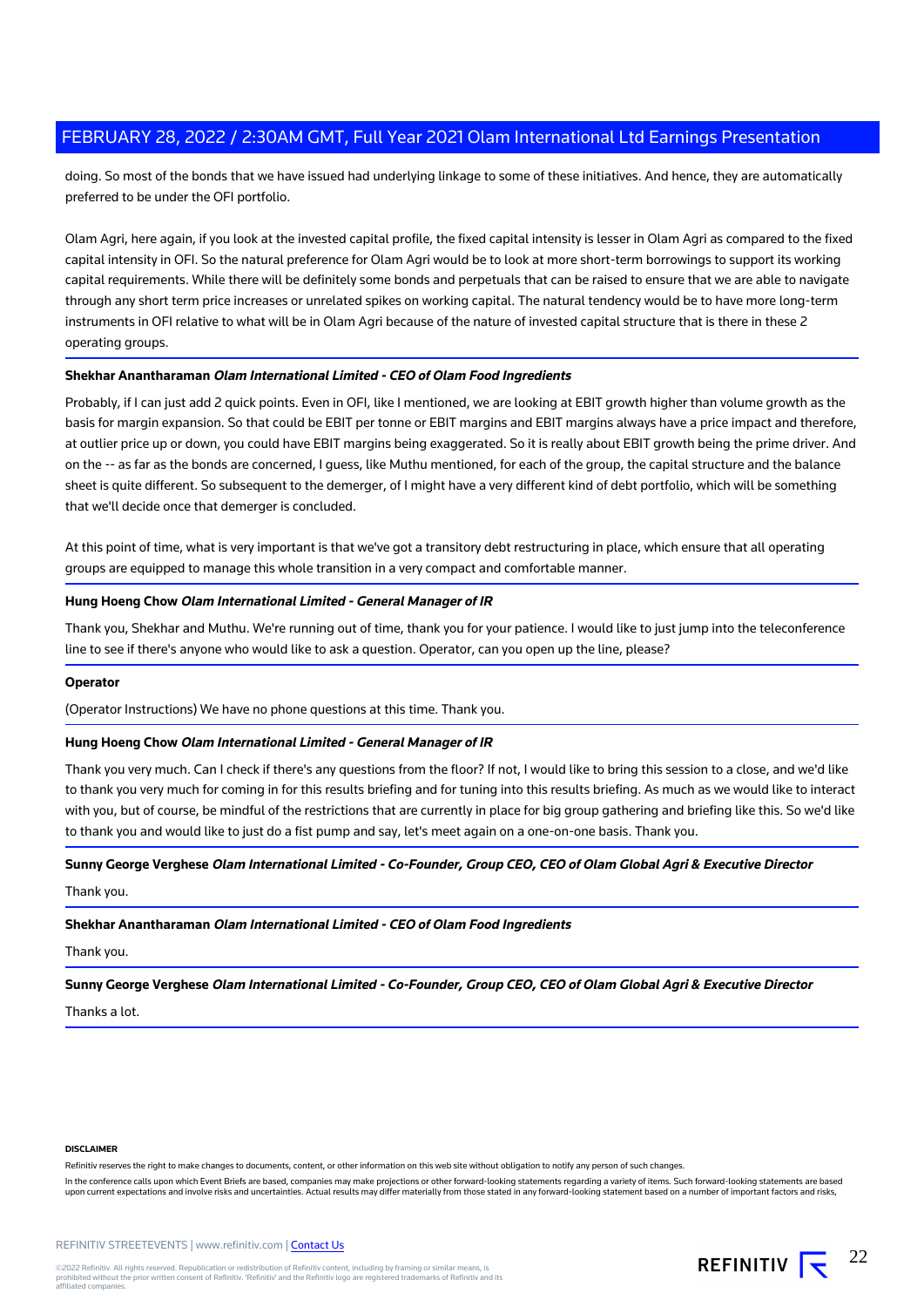doing. So most of the bonds that we have issued had underlying linkage to some of these initiatives. And hence, they are automatically preferred to be under the OFI portfolio.

Olam Agri, here again, if you look at the invested capital profile, the fixed capital intensity is lesser in Olam Agri as compared to the fixed capital intensity in OFI. So the natural preference for Olam Agri would be to look at more short-term borrowings to support its working capital requirements. While there will be definitely some bonds and perpetuals that can be raised to ensure that we are able to navigate through any short term price increases or unrelated spikes on working capital. The natural tendency would be to have more long-term instruments in OFI relative to what will be in Olam Agri because of the nature of invested capital structure that is there in these 2 operating groups.

**Shekhar Anantharaman** ***Olam International Limited - CEO of Olam Food Ingredients***

Probably, if I can just add 2 quick points. Even in OFI, like I mentioned, we are looking at EBIT growth higher than volume growth as the basis for margin expansion. So that could be EBIT per tonne or EBIT margins and EBIT margins always have a price impact and therefore, at outlier price up or down, you could have EBIT margins being exaggerated. So it is really about EBIT growth being the prime driver. And on the -- as far as the bonds are concerned, I guess, like Muthu mentioned, for each of the group, the capital structure and the balance sheet is quite different. So subsequent to the demerger, of I might have a very different kind of debt portfolio, which will be something that we'll decide once that demerger is concluded.

At this point of time, what is very important is that we've got a transitory debt restructuring in place, which ensure that all operating groups are equipped to manage this whole transition in a very compact and comfortable manner.

**Hung Hoeng Chow** ***Olam International Limited - General Manager of IR***

Thank you, Shekhar and Muthu. We're running out of time, thank you for your patience. I would like to just jump into the teleconference line to see if there's anyone who would like to ask a question. Operator, can you open up the line, please?

**Operator**

(Operator Instructions) We have no phone questions at this time. Thank you.

**Hung Hoeng Chow** ***Olam International Limited - General Manager of IR***

Thank you very much. Can I check if there's any questions from the floor? If not, I would like to bring this session to a close, and we'd like to thank you very much for coming in for this results briefing and for tuning into this results briefing. As much as we would like to interact with you, but of course, be mindful of the restrictions that are currently in place for big group gathering and briefing like this. So we'd like to thank you and would like to just do a fist pump and say, let's meet again on a one-on-one basis. Thank you.

**Sunny George Verghese** ***Olam International Limited - Co-Founder, Group CEO, CEO of Olam Global Agri & Executive Director***

Thank you.

**Shekhar Anantharaman** ***Olam International Limited - CEO of Olam Food Ingredients***

Thank you.

**Sunny George Verghese** ***Olam International Limited - Co-Founder, Group CEO, CEO of Olam Global Agri & Executive Director***

Thanks a lot.

**DISCLAIMER**

Refinitiv reserves the right to make changes to documents, content, or other information on this web site without obligation to notify any person of such changes.

In the conference calls upon which Event Briefs are based, companies may make projections or other forward-looking statements regarding a variety of items. Such forward-looking statements are based upon current expectations and involve risks and uncertainties. Actual results may differ materially from those stated in any forward-looking statement based on a number of important factors and risks,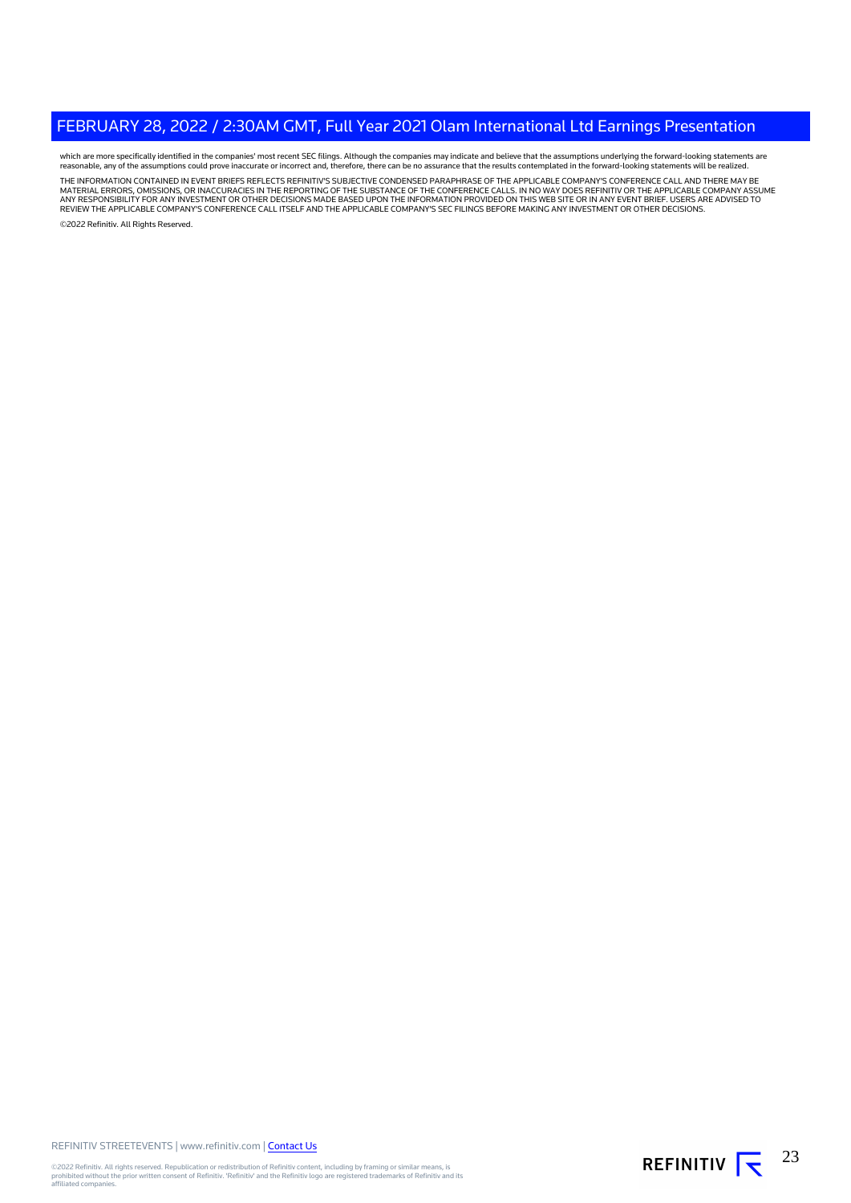which are more specifically identified in the companies' most recent SEC filings. Although the companies may indicate and believe that the assumptions underlying the forward-looking statements are reasonable, any of the assumptions could prove inaccurate or incorrect and, therefore, there can be no assurance that the results contemplated in the forward-looking statements will be realized.

THE INFORMATION CONTAINED IN EVENT BRIEFS REFLECTS REFINITIV'S SUBJECTIVE CONDENSED PARAPHRASE OF THE APPLICABLE COMPANY'S CONFERENCE CALL AND THERE MAY BE MATERIAL ERRORS, OMISSIONS, OR INACCURACIES IN THE REPORTING OF THE SUBSTANCE OF THE CONFERENCE CALLS. IN NO WAY DOES REFINITIV OR THE APPLICABLE COMPANY ASSUME ANY RESPONSIBILITY FOR ANY INVESTMENT OR OTHER DECISIONS MADE BASED UPON THE INFORMATION PROVIDED ON THIS WEB SITE OR IN ANY EVENT BRIEF. USERS ARE ADVISED TO REVIEW THE APPLICABLE COMPANY'S CONFERENCE CALL ITSELF AND THE APPLICABLE COMPANY'S SEC FILINGS BEFORE MAKING ANY INVESTMENT OR OTHER DECISIONS.

©2022 Refinitiv. All Rights Reserved.